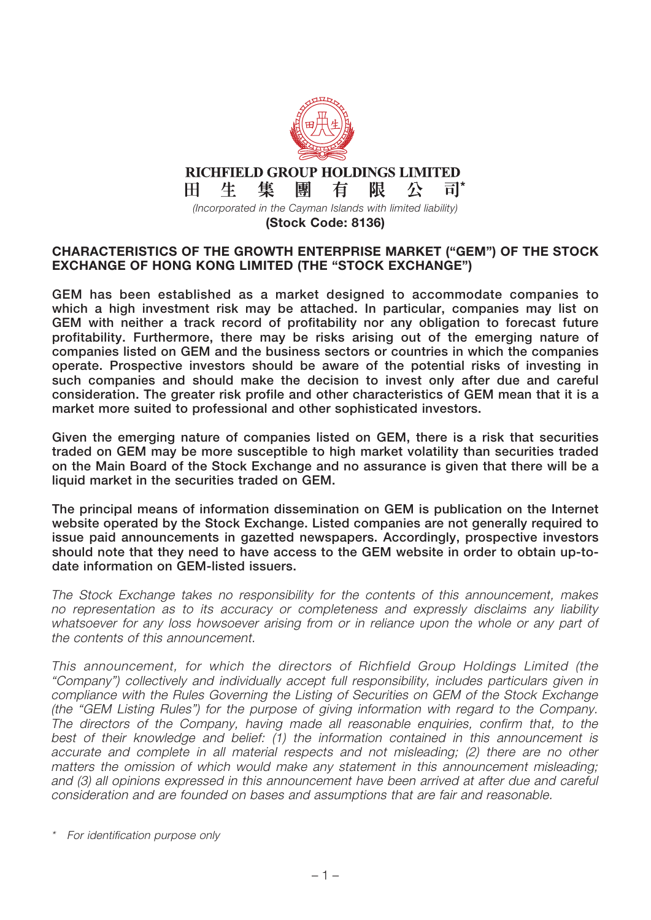**RICHFIELD GROUP HOLDINGS LIMITED**

**田生集團有限公司***

*(Incorporated in the Cayman Islands with limited liability)*

**(Stock Code: 8136)**

**CHARACTERISTICS OF THE GROWTH ENTERPRISE MARKET ("GEM") OF THE STOCK EXCHANGE OF HONG KONG LIMITED (THE "STOCK EXCHANGE")**

**GEM has been established as a market designed to accommodate companies to which a high investment risk may be attached. In particular, companies may list on GEM with neither a track record of profitability nor any obligation to forecast future profitability. Furthermore, there may be risks arising out of the emerging nature of companies listed on GEM and the business sectors or countries in which the companies operate. Prospective investors should be aware of the potential risks of investing in such companies and should make the decision to invest only after due and careful consideration. The greater risk profile and other characteristics of GEM mean that it is a market more suited to professional and other sophisticated investors.**

**Given the emerging nature of companies listed on GEM, there is a risk that securities traded on GEM may be more susceptible to high market volatility than securities traded on the Main Board of the Stock Exchange and no assurance is given that there will be a liquid market in the securities traded on GEM.**

**The principal means of information dissemination on GEM is publication on the Internet website operated by the Stock Exchange. Listed companies are not generally required to issue paid announcements in gazetted newspapers. Accordingly, prospective investors should note that they need to have access to the GEM website in order to obtain up-to-date information on GEM-listed issuers.**

*The Stock Exchange takes no responsibility for the contents of this announcement, makes no representation as to its accuracy or completeness and expressly disclaims any liability whatsoever for any loss howsoever arising from or in reliance upon the whole or any part of the contents of this announcement.*

*This announcement, for which the directors of Richfield Group Holdings Limited (the "Company") collectively and individually accept full responsibility, includes particulars given in compliance with the Rules Governing the Listing of Securities on GEM of the Stock Exchange (the "GEM Listing Rules") for the purpose of giving information with regard to the Company. The directors of the Company, having made all reasonable enquiries, confirm that, to the best of their knowledge and belief: (1) the information contained in this announcement is accurate and complete in all material respects and not misleading; (2) there are no other matters the omission of which would make any statement in this announcement misleading; and (3) all opinions expressed in this announcement have been arrived at after due and careful consideration and are founded on bases and assumptions that are fair and reasonable.*

\* *For identification purpose only*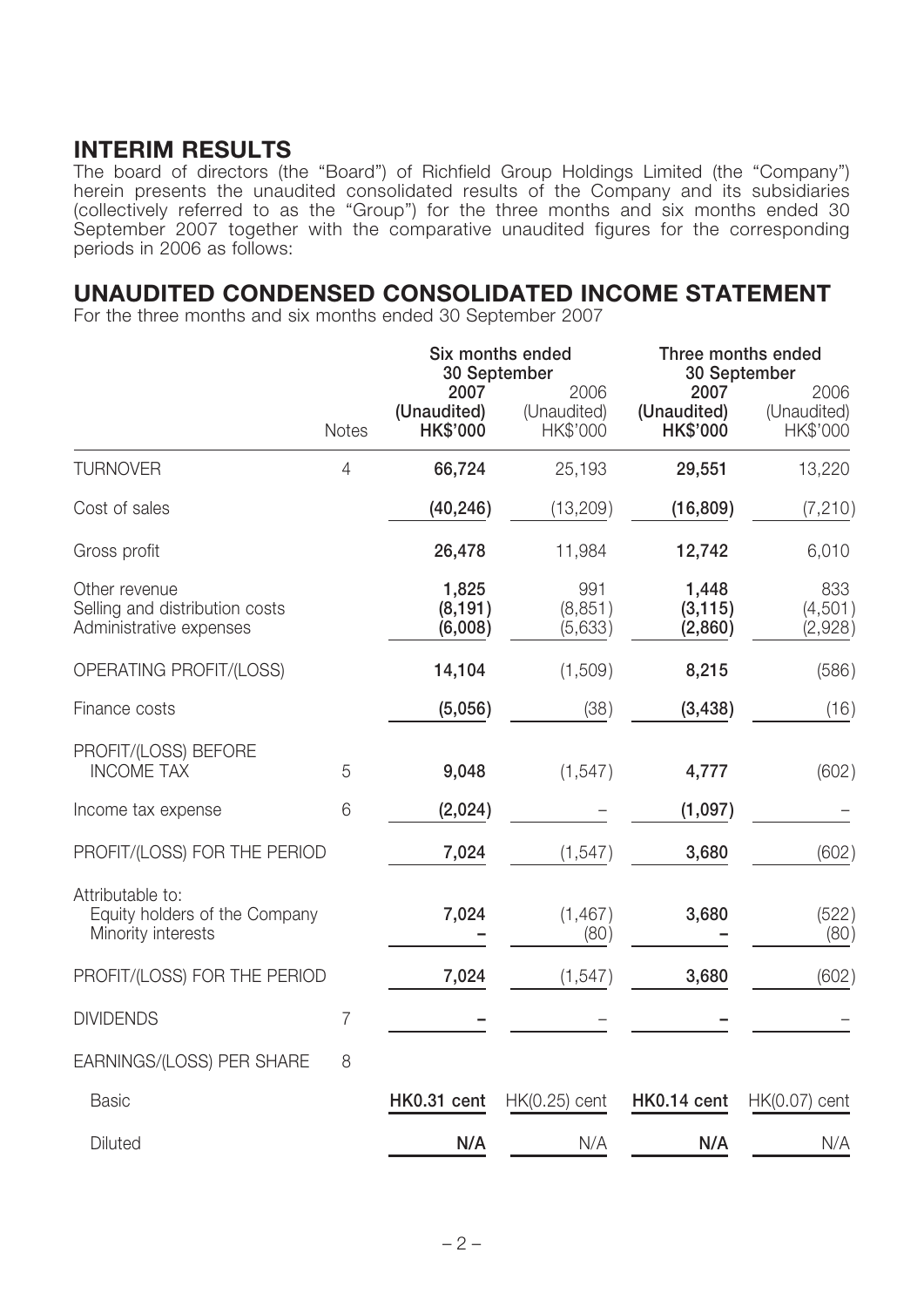## INTERIM RESULTS

The board of directors (the "Board") of Richfield Group Holdings Limited (the "Company") herein presents the unaudited consolidated results of the Company and its subsidiaries (collectively referred to as the "Group") for the three months and six months ended 30 September 2007 together with the comparative unaudited figures for the corresponding periods in 2006 as follows:

## UNAUDITED CONDENSED CONSOLIDATED INCOME STATEMENT

For the three months and six months ended 30 September 2007

| | Notes | Six months ended 30 September | | Three months ended 30 September | |
|---|---|---|---|---|---|
| | | **2007 (Unaudited) HK$'000** | 2006 (Unaudited) HK$'000 | **2007 (Unaudited) HK$'000** | 2006 (Unaudited) HK$'000 |
| TURNOVER | 4 | **66,724** | 25,193 | **29,551** | 13,220 |
| Cost of sales | | **(40,246)** | (13,209) | **(16,809)** | (7,210) |
| Gross profit | | **26,478** | 11,984 | **12,742** | 6,010 |
| Other revenue | | **1,825** | 991 | **1,448** | 833 |
| Selling and distribution costs | | **(8,191)** | (8,851) | **(3,115)** | (4,501) |
| Administrative expenses | | **(6,008)** | (5,633) | **(2,860)** | (2,928) |
| OPERATING PROFIT/(LOSS) | | **14,104** | (1,509) | **8,215** | (586) |
| Finance costs | | **(5,056)** | (38) | **(3,438)** | (16) |
| PROFIT/(LOSS) BEFORE INCOME TAX | 5 | **9,048** | (1,547) | **4,777** | (602) |
| Income tax expense | 6 | **(2,024)** | – | **(1,097)** | – |
| PROFIT/(LOSS) FOR THE PERIOD | | **7,024** | (1,547) | **3,680** | (602) |
| Attributable to: | | | | | |
| Equity holders of the Company | | **7,024** | (1,467) | **3,680** | (522) |
| Minority interests | | **–** | (80) | **–** | (80) |
| PROFIT/(LOSS) FOR THE PERIOD | | **7,024** | (1,547) | **3,680** | (602) |
| DIVIDENDS | 7 | **–** | – | **–** | – |
| EARNINGS/(LOSS) PER SHARE | 8 | | | | |
| Basic | | **HK0.31 cent** | HK(0.25) cent | **HK0.14 cent** | HK(0.07) cent |
| Diluted | | **N/A** | N/A | **N/A** | N/A |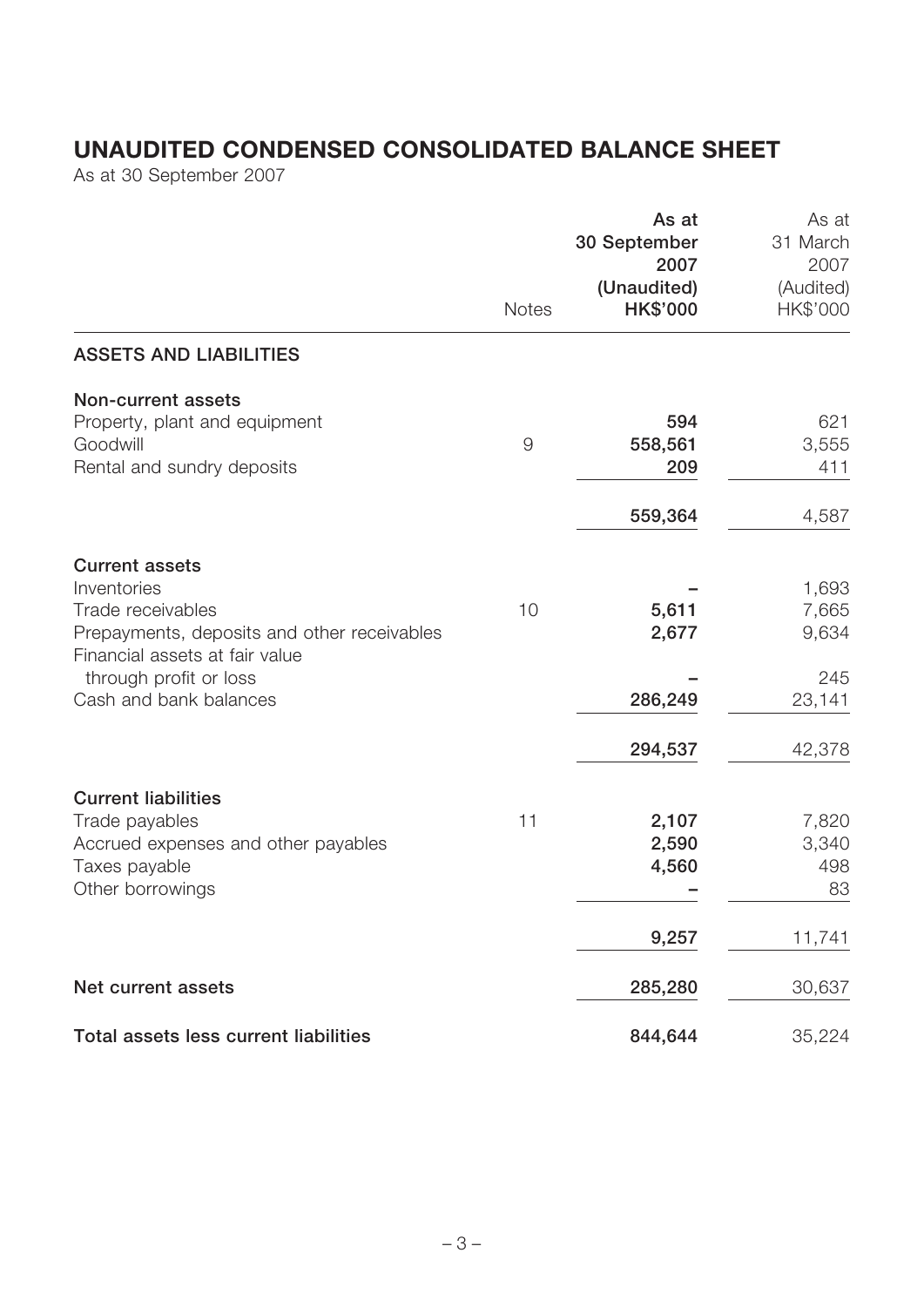# UNAUDITED CONDENSED CONSOLIDATED BALANCE SHEET

As at 30 September 2007

| | Notes | As at 30 September 2007 (Unaudited) HK$'000 | As at 31 March 2007 (Audited) HK$'000 |
|---|---|---|---|
| **ASSETS AND LIABILITIES** | | | |
| **Non-current assets** | | | |
| Property, plant and equipment | | **594** | 621 |
| Goodwill | 9 | **558,561** | 3,555 |
| Rental and sundry deposits | | **209** | 411 |
| | | **559,364** | 4,587 |
| **Current assets** | | | |
| Inventories | | **–** | 1,693 |
| Trade receivables | 10 | **5,611** | 7,665 |
| Prepayments, deposits and other receivables | | **2,677** | 9,634 |
| Financial assets at fair value through profit or loss | | **–** | 245 |
| Cash and bank balances | | **286,249** | 23,141 |
| | | **294,537** | 42,378 |
| **Current liabilities** | | | |
| Trade payables | 11 | **2,107** | 7,820 |
| Accrued expenses and other payables | | **2,590** | 3,340 |
| Taxes payable | | **4,560** | 498 |
| Other borrowings | | **–** | 83 |
| | | **9,257** | 11,741 |
| **Net current assets** | | **285,280** | 30,637 |
| **Total assets less current liabilities** | | **844,644** | 35,224 |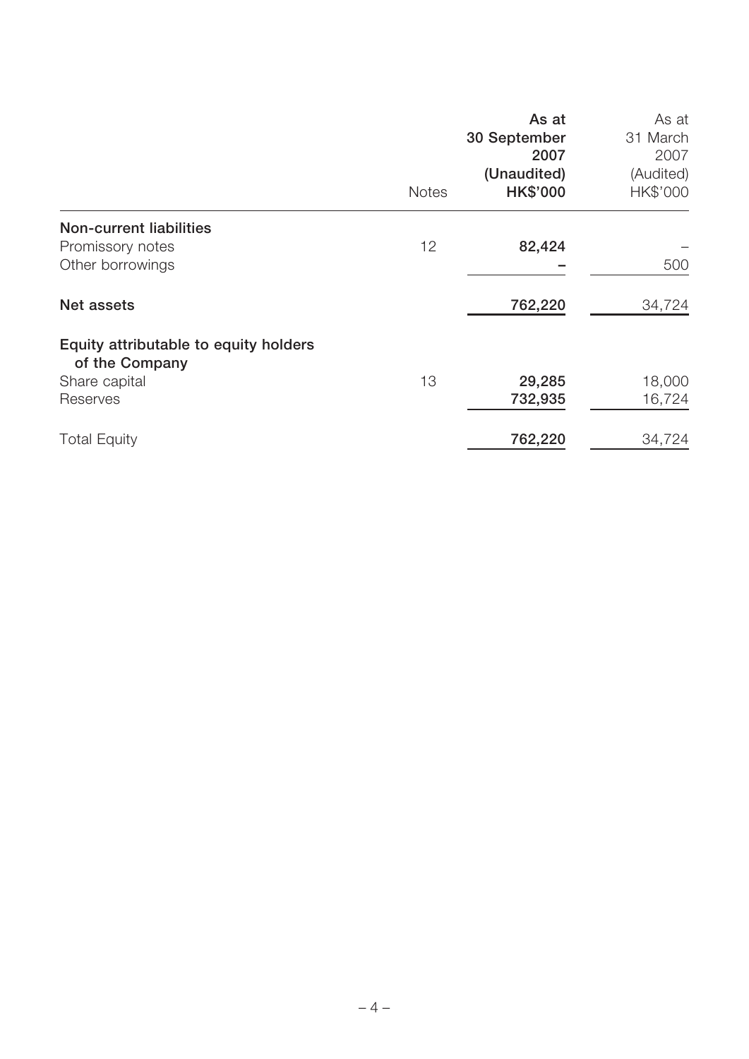| | Notes | As at 30 September 2007 (Unaudited) HK$'000 | As at 31 March 2007 (Audited) HK$'000 |
|---|---|---|---|
| **Non-current liabilities** | | | |
| Promissory notes | 12 | **82,424** | – |
| Other borrowings | | **–** | 500 |
| **Net assets** | | **762,220** | 34,724 |
| **Equity attributable to equity holders of the Company** | | | |
| Share capital | 13 | **29,285** | 18,000 |
| Reserves | | **732,935** | 16,724 |
| Total Equity | | **762,220** | 34,724 |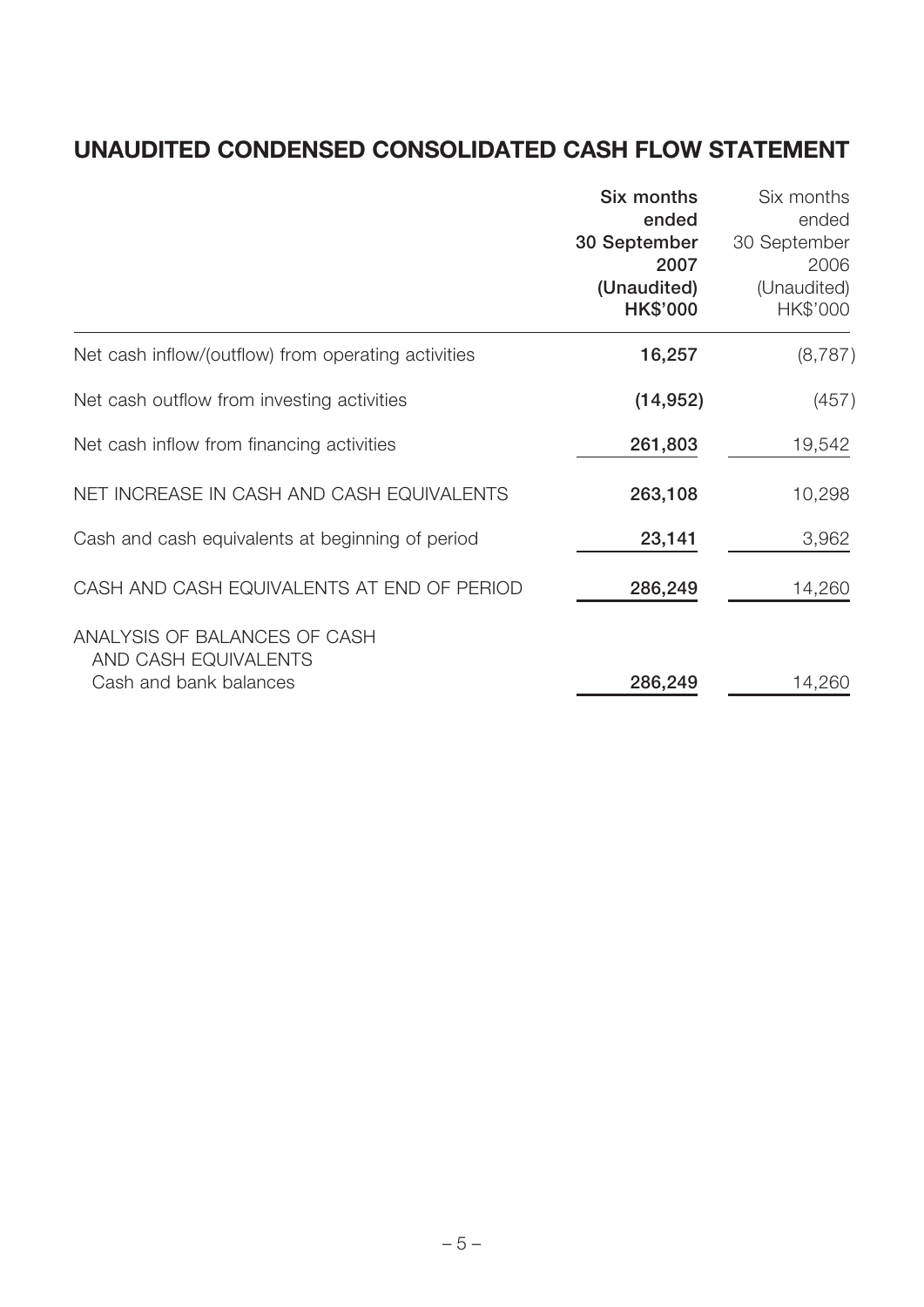## UNAUDITED CONDENSED CONSOLIDATED CASH FLOW STATEMENT

| | **Six months ended 30 September 2007 (Unaudited) HK$'000** | Six months ended 30 September 2006 (Unaudited) HK$'000 |
|---|---|---|
| Net cash inflow/(outflow) from operating activities | **16,257** | (8,787) |
| Net cash outflow from investing activities | **(14,952)** | (457) |
| Net cash inflow from financing activities | **261,803** | 19,542 |
| NET INCREASE IN CASH AND CASH EQUIVALENTS | **263,108** | 10,298 |
| Cash and cash equivalents at beginning of period | **23,141** | 3,962 |
| CASH AND CASH EQUIVALENTS AT END OF PERIOD | **286,249** | 14,260 |
| ANALYSIS OF BALANCES OF CASH AND CASH EQUIVALENTS | | |
| Cash and bank balances | **286,249** | 14,260 |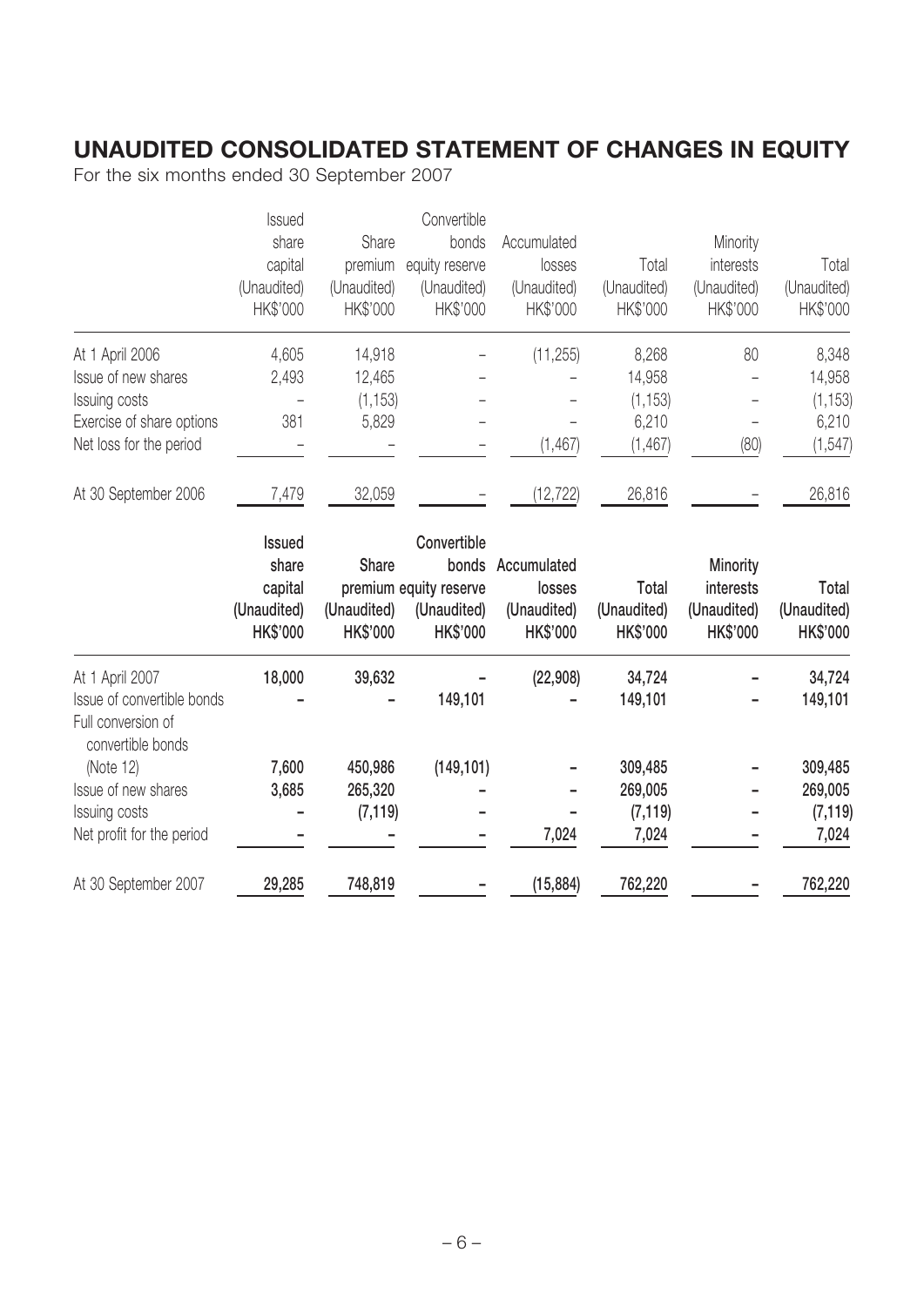# UNAUDITED CONSOLIDATED STATEMENT OF CHANGES IN EQUITY

For the six months ended 30 September 2007

| | Issued share capital (Unaudited) HK$'000 | Share premium (Unaudited) HK$'000 | Convertible bonds equity reserve (Unaudited) HK$'000 | Accumulated losses (Unaudited) HK$'000 | Total (Unaudited) HK$'000 | Minority interests (Unaudited) HK$'000 | Total (Unaudited) HK$'000 |
|---|---|---|---|---|---|---|---|
| At 1 April 2006 | 4,605 | 14,918 | – | (11,255) | 8,268 | 80 | 8,348 |
| Issue of new shares | 2,493 | 12,465 | – | – | 14,958 | – | 14,958 |
| Issuing costs | – | (1,153) | – | – | (1,153) | – | (1,153) |
| Exercise of share options | 381 | 5,829 | – | – | 6,210 | – | 6,210 |
| Net loss for the period | – | – | – | (1,467) | (1,467) | (80) | (1,547) |
| At 30 September 2006 | 7,479 | 32,059 | – | (12,722) | 26,816 | – | 26,816 |

| | **Issued share capital (Unaudited) HK$'000** | **Share premium (Unaudited) HK$'000** | **Convertible bonds equity reserve (Unaudited) HK$'000** | **Accumulated losses (Unaudited) HK$'000** | **Total (Unaudited) HK$'000** | **Minority interests (Unaudited) HK$'000** | **Total (Unaudited) HK$'000** |
|---|---|---|---|---|---|---|---|
| At 1 April 2007 | **18,000** | **39,632** | **–** | **(22,908)** | **34,724** | **–** | **34,724** |
| Issue of convertible bonds | **–** | **–** | **149,101** | **–** | **149,101** | **–** | **149,101** |
| Full conversion of convertible bonds (Note 12) | **7,600** | **450,986** | **(149,101)** | **–** | **309,485** | **–** | **309,485** |
| Issue of new shares | **3,685** | **265,320** | **–** | **–** | **269,005** | **–** | **269,005** |
| Issuing costs | **–** | **(7,119)** | **–** | **–** | **(7,119)** | **–** | **(7,119)** |
| Net profit for the period | **–** | **–** | **–** | **7,024** | **7,024** | **–** | **7,024** |
| At 30 September 2007 | **29,285** | **748,819** | **–** | **(15,884)** | **762,220** | **–** | **762,220** |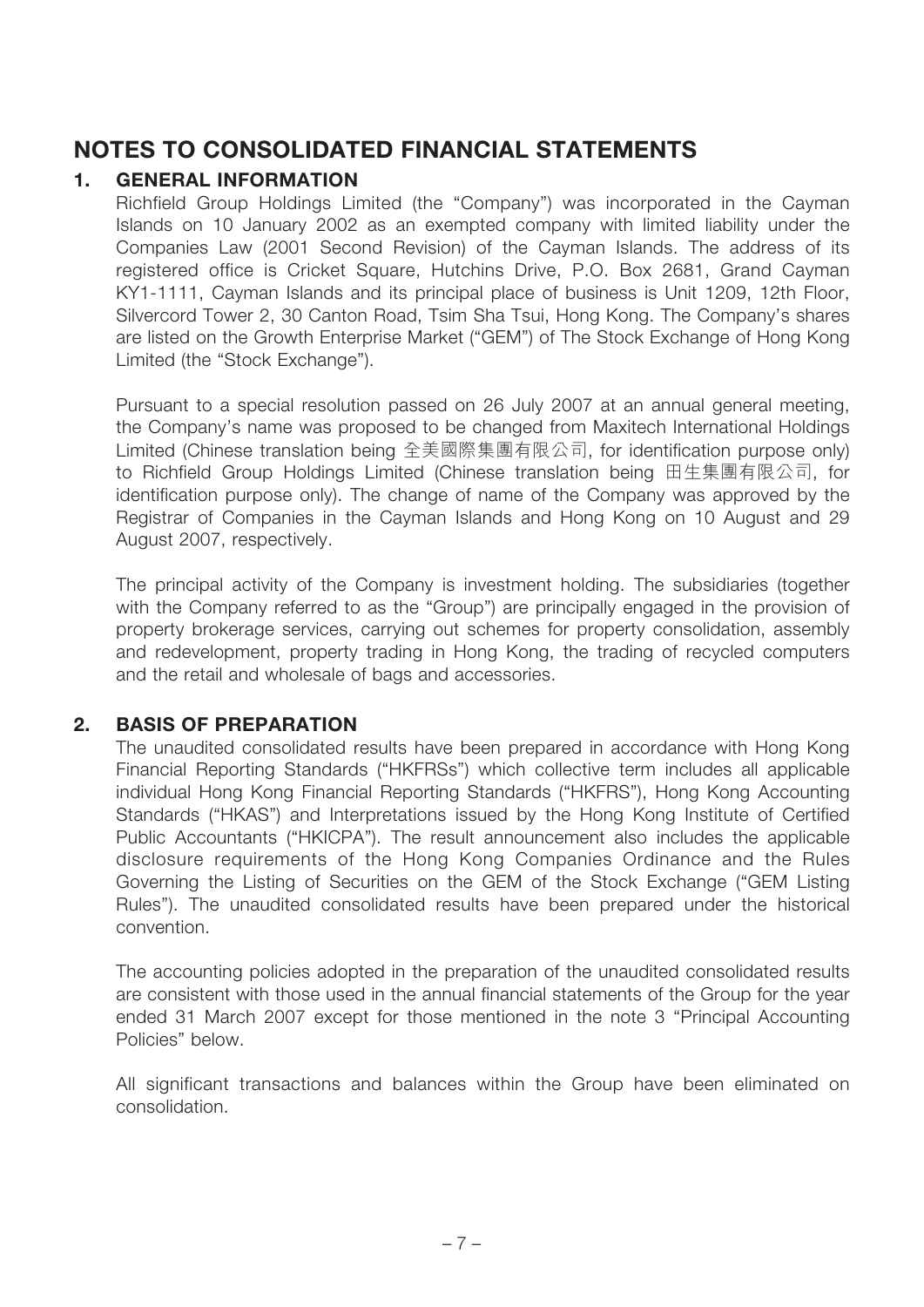# NOTES TO CONSOLIDATED FINANCIAL STATEMENTS

## 1. GENERAL INFORMATION

Richfield Group Holdings Limited (the "Company") was incorporated in the Cayman Islands on 10 January 2002 as an exempted company with limited liability under the Companies Law (2001 Second Revision) of the Cayman Islands. The address of its registered office is Cricket Square, Hutchins Drive, P.O. Box 2681, Grand Cayman KY1-1111, Cayman Islands and its principal place of business is Unit 1209, 12th Floor, Silvercord Tower 2, 30 Canton Road, Tsim Sha Tsui, Hong Kong. The Company's shares are listed on the Growth Enterprise Market ("GEM") of The Stock Exchange of Hong Kong Limited (the "Stock Exchange").

Pursuant to a special resolution passed on 26 July 2007 at an annual general meeting, the Company's name was proposed to be changed from Maxitech International Holdings Limited (Chinese translation being 全美國際集團有限公司, for identification purpose only) to Richfield Group Holdings Limited (Chinese translation being 田生集團有限公司, for identification purpose only). The change of name of the Company was approved by the Registrar of Companies in the Cayman Islands and Hong Kong on 10 August and 29 August 2007, respectively.

The principal activity of the Company is investment holding. The subsidiaries (together with the Company referred to as the "Group") are principally engaged in the provision of property brokerage services, carrying out schemes for property consolidation, assembly and redevelopment, property trading in Hong Kong, the trading of recycled computers and the retail and wholesale of bags and accessories.

## 2. BASIS OF PREPARATION

The unaudited consolidated results have been prepared in accordance with Hong Kong Financial Reporting Standards ("HKFRSs") which collective term includes all applicable individual Hong Kong Financial Reporting Standards ("HKFRS"), Hong Kong Accounting Standards ("HKAS") and Interpretations issued by the Hong Kong Institute of Certified Public Accountants ("HKICPA"). The result announcement also includes the applicable disclosure requirements of the Hong Kong Companies Ordinance and the Rules Governing the Listing of Securities on the GEM of the Stock Exchange ("GEM Listing Rules"). The unaudited consolidated results have been prepared under the historical convention.

The accounting policies adopted in the preparation of the unaudited consolidated results are consistent with those used in the annual financial statements of the Group for the year ended 31 March 2007 except for those mentioned in the note 3 "Principal Accounting Policies" below.

All significant transactions and balances within the Group have been eliminated on consolidation.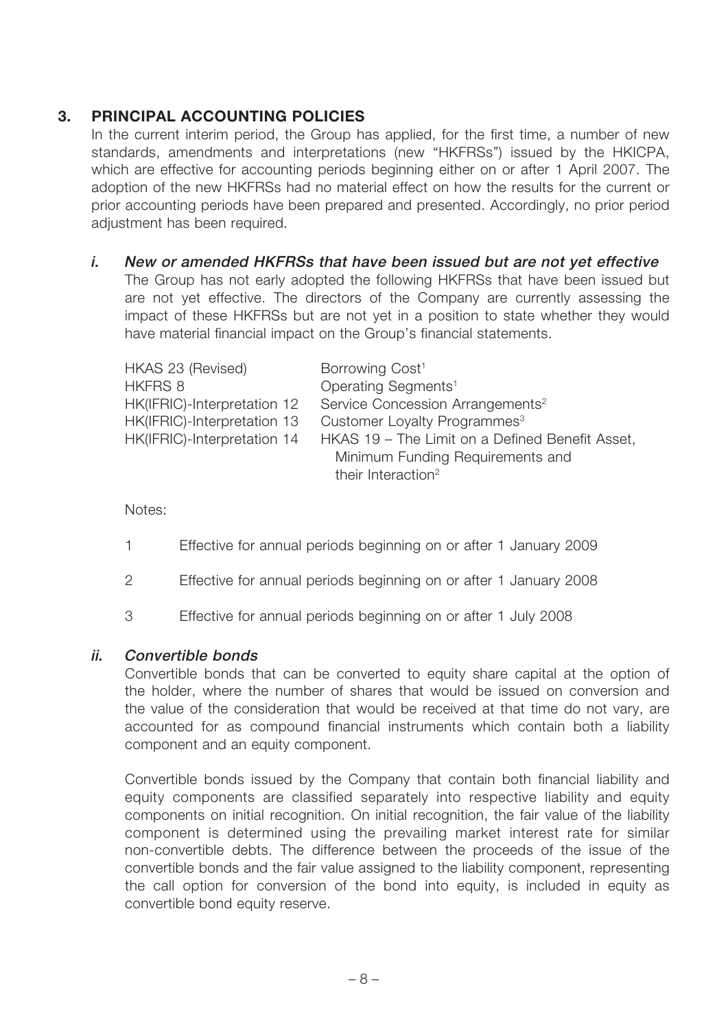## 3. PRINCIPAL ACCOUNTING POLICIES

In the current interim period, the Group has applied, for the first time, a number of new standards, amendments and interpretations (new "HKFRSs") issued by the HKICPA, which are effective for accounting periods beginning either on or after 1 April 2007. The adoption of the new HKFRSs had no material effect on how the results for the current or prior accounting periods have been prepared and presented. Accordingly, no prior period adjustment has been required.

### *i. New or amended HKFRSs that have been issued but are not yet effective*

The Group has not early adopted the following HKFRSs that have been issued but are not yet effective. The directors of the Company are currently assessing the impact of these HKFRSs but are not yet in a position to state whether they would have material financial impact on the Group's financial statements.

| | |
|---|---|
| HKAS 23 (Revised) | Borrowing Cost[1] |
| HKFRS 8 | Operating Segments[1] |
| HK(IFRIC)-Interpretation 12 | Service Concession Arrangements[2] |
| HK(IFRIC)-Interpretation 13 | Customer Loyalty Programmes[3] |
| HK(IFRIC)-Interpretation 14 | HKAS 19 – The Limit on a Defined Benefit Asset, Minimum Funding Requirements and their Interaction[2] |

Notes:

1 Effective for annual periods beginning on or after 1 January 2009

2 Effective for annual periods beginning on or after 1 January 2008

3 Effective for annual periods beginning on or after 1 July 2008

### *ii. Convertible bonds*

Convertible bonds that can be converted to equity share capital at the option of the holder, where the number of shares that would be issued on conversion and the value of the consideration that would be received at that time do not vary, are accounted for as compound financial instruments which contain both a liability component and an equity component.

Convertible bonds issued by the Company that contain both financial liability and equity components are classified separately into respective liability and equity components on initial recognition. On initial recognition, the fair value of the liability component is determined using the prevailing market interest rate for similar non-convertible debts. The difference between the proceeds of the issue of the convertible bonds and the fair value assigned to the liability component, representing the call option for conversion of the bond into equity, is included in equity as convertible bond equity reserve.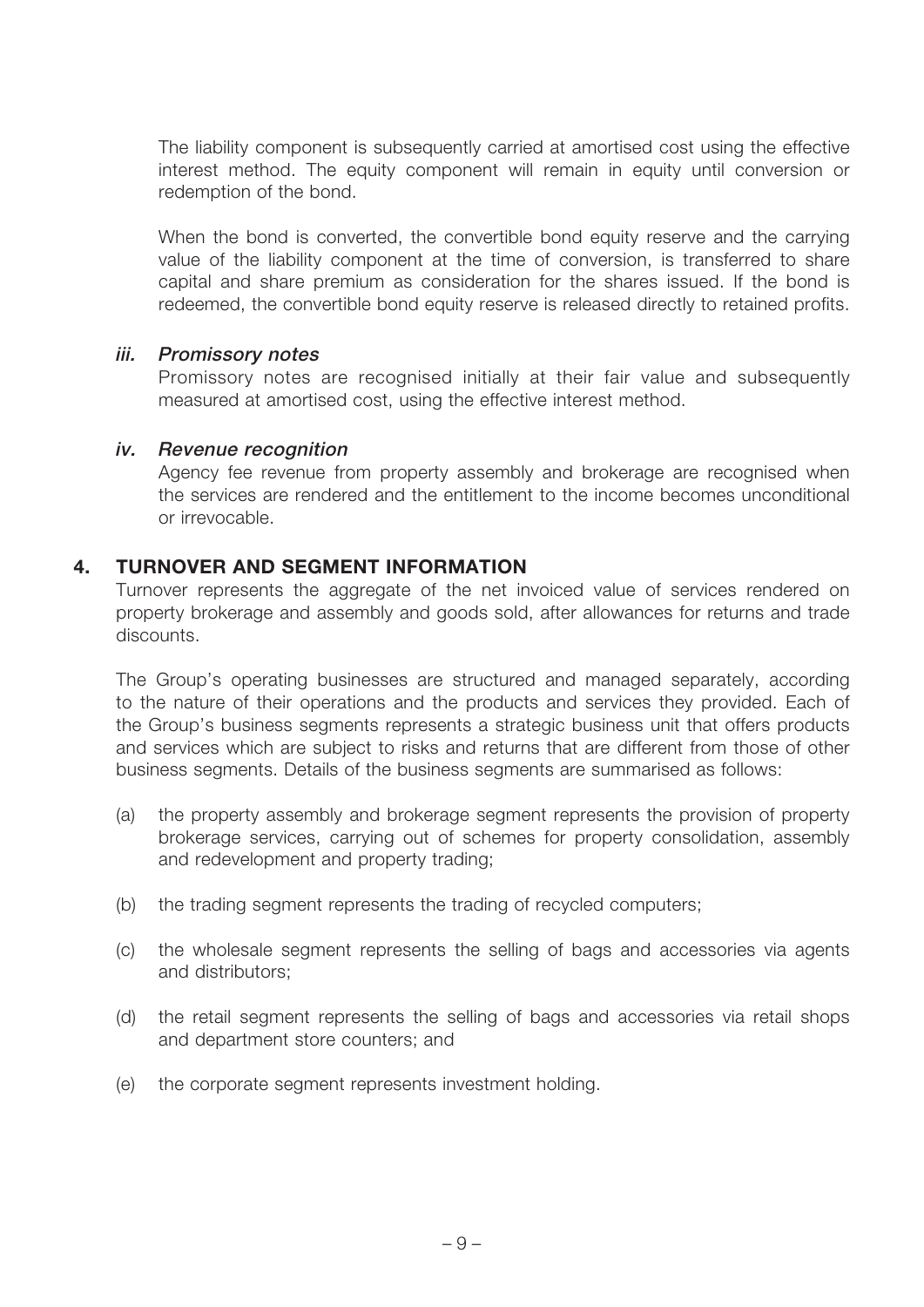The liability component is subsequently carried at amortised cost using the effective interest method. The equity component will remain in equity until conversion or redemption of the bond.

When the bond is converted, the convertible bond equity reserve and the carrying value of the liability component at the time of conversion, is transferred to share capital and share premium as consideration for the shares issued. If the bond is redeemed, the convertible bond equity reserve is released directly to retained profits.

### *iii. Promissory notes*

Promissory notes are recognised initially at their fair value and subsequently measured at amortised cost, using the effective interest method.

### *iv. Revenue recognition*

Agency fee revenue from property assembly and brokerage are recognised when the services are rendered and the entitlement to the income becomes unconditional or irrevocable.

## 4. TURNOVER AND SEGMENT INFORMATION

Turnover represents the aggregate of the net invoiced value of services rendered on property brokerage and assembly and goods sold, after allowances for returns and trade discounts.

The Group's operating businesses are structured and managed separately, according to the nature of their operations and the products and services they provided. Each of the Group's business segments represents a strategic business unit that offers products and services which are subject to risks and returns that are different from those of other business segments. Details of the business segments are summarised as follows:

(a) the property assembly and brokerage segment represents the provision of property brokerage services, carrying out of schemes for property consolidation, assembly and redevelopment and property trading;

(b) the trading segment represents the trading of recycled computers;

(c) the wholesale segment represents the selling of bags and accessories via agents and distributors;

(d) the retail segment represents the selling of bags and accessories via retail shops and department store counters; and

(e) the corporate segment represents investment holding.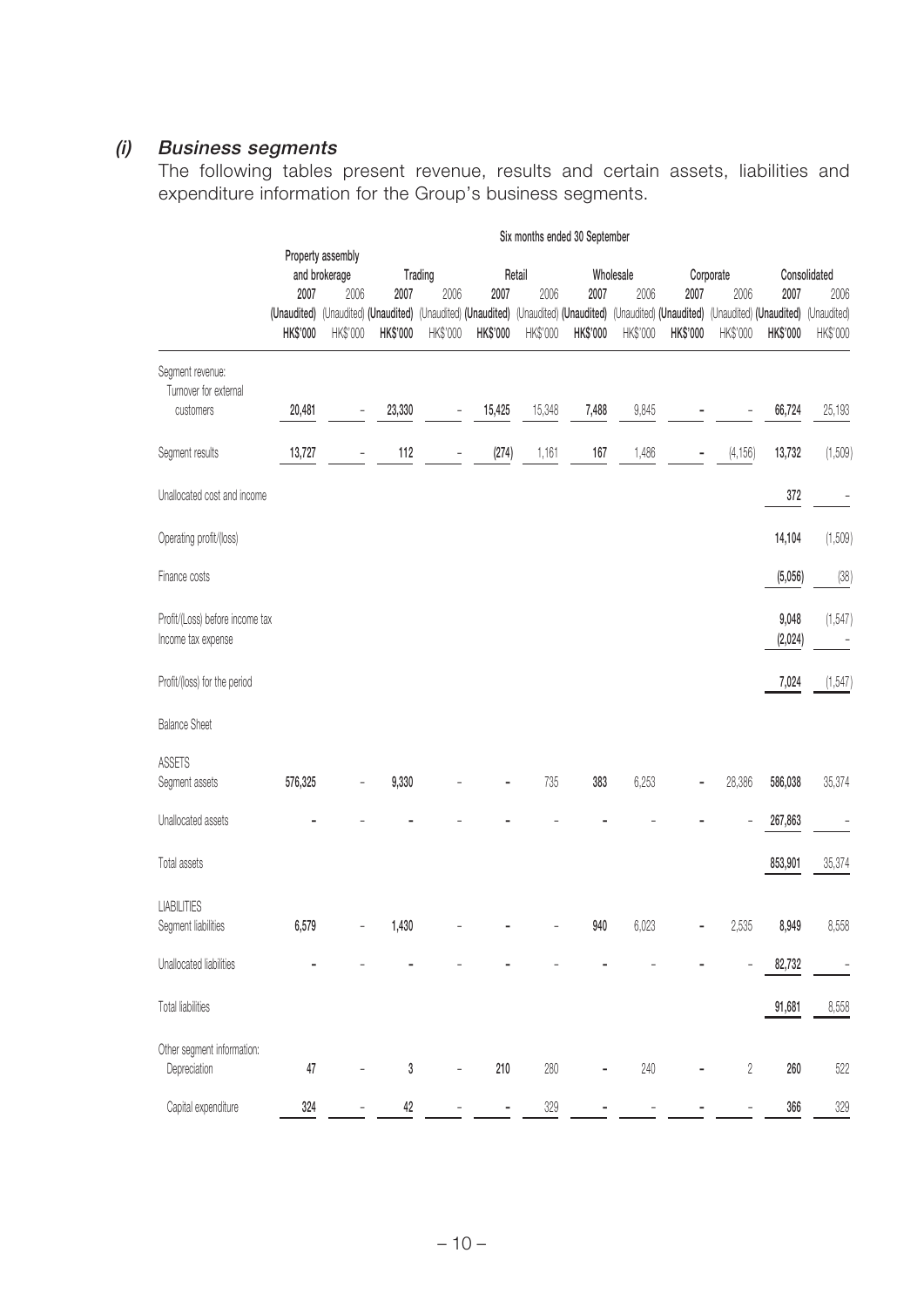### *(i) Business segments*

The following tables present revenue, results and certain assets, liabilities and expenditure information for the Group's business segments.

| | Six months ended 30 September | | | | | | | | | | | |
|---|---|---|---|---|---|---|---|---|---|---|---|---|
| | Property assembly and brokerage | | Trading | | Retail | | Wholesale | | Corporate | | Consolidated | |
| | **2007** | 2006 | **2007** | 2006 | **2007** | 2006 | **2007** | 2006 | **2007** | 2006 | **2007** | 2006 |
| | **(Unaudited)** | (Unaudited) | **(Unaudited)** | (Unaudited) | **(Unaudited)** | (Unaudited) | **(Unaudited)** | (Unaudited) | **(Unaudited)** | (Unaudited) | **(Unaudited)** | (Unaudited) |
| | **HK$'000** | HK$'000 | **HK$'000** | HK$'000 | **HK$'000** | HK$'000 | **HK$'000** | HK$'000 | **HK$'000** | HK$'000 | **HK$'000** | HK$'000 |
| Segment revenue: | | | | | | | | | | | | |
| Turnover for external customers | **20,481** | – | **23,330** | – | **15,425** | 15,348 | **7,488** | 9,845 | **–** | – | **66,724** | 25,193 |
| Segment results | **13,727** | – | **112** | – | **(274)** | 1,161 | **167** | 1,486 | **–** | (4,156) | **13,732** | (1,509) |
| Unallocated cost and income | | | | | | | | | | | **372** | – |
| Operating profit/(loss) | | | | | | | | | | | **14,104** | (1,509) |
| Finance costs | | | | | | | | | | | **(5,056)** | (38) |
| Profit/(Loss) before income tax | | | | | | | | | | | **9,048** | (1,547) |
| Income tax expense | | | | | | | | | | | **(2,024)** | – |
| Profit/(loss) for the period | | | | | | | | | | | **7,024** | (1,547) |
| Balance Sheet | | | | | | | | | | | | |
| ASSETS | | | | | | | | | | | | |
| Segment assets | **576,325** | – | **9,330** | – | **–** | 735 | **383** | 6,253 | **–** | 28,386 | **586,038** | 35,374 |
| Unallocated assets | **–** | – | **–** | – | **–** | – | **–** | – | **–** | – | **267,863** | – |
| Total assets | | | | | | | | | | | **853,901** | 35,374 |
| LIABILITIES | | | | | | | | | | | | |
| Segment liabilities | **6,579** | – | **1,430** | – | **–** | – | **940** | 6,023 | **–** | 2,535 | **8,949** | 8,558 |
| Unallocated liabilities | **–** | – | **–** | – | **–** | – | **–** | – | **–** | – | **82,732** | – |
| Total liabilities | | | | | | | | | | | **91,681** | 8,558 |
| Other segment information: | | | | | | | | | | | | |
| Depreciation | **47** | – | **3** | – | **210** | 280 | **–** | 240 | **–** | 2 | **260** | 522 |
| Capital expenditure | **324** | – | **42** | – | **–** | 329 | **–** | – | **–** | – | **366** | 329 |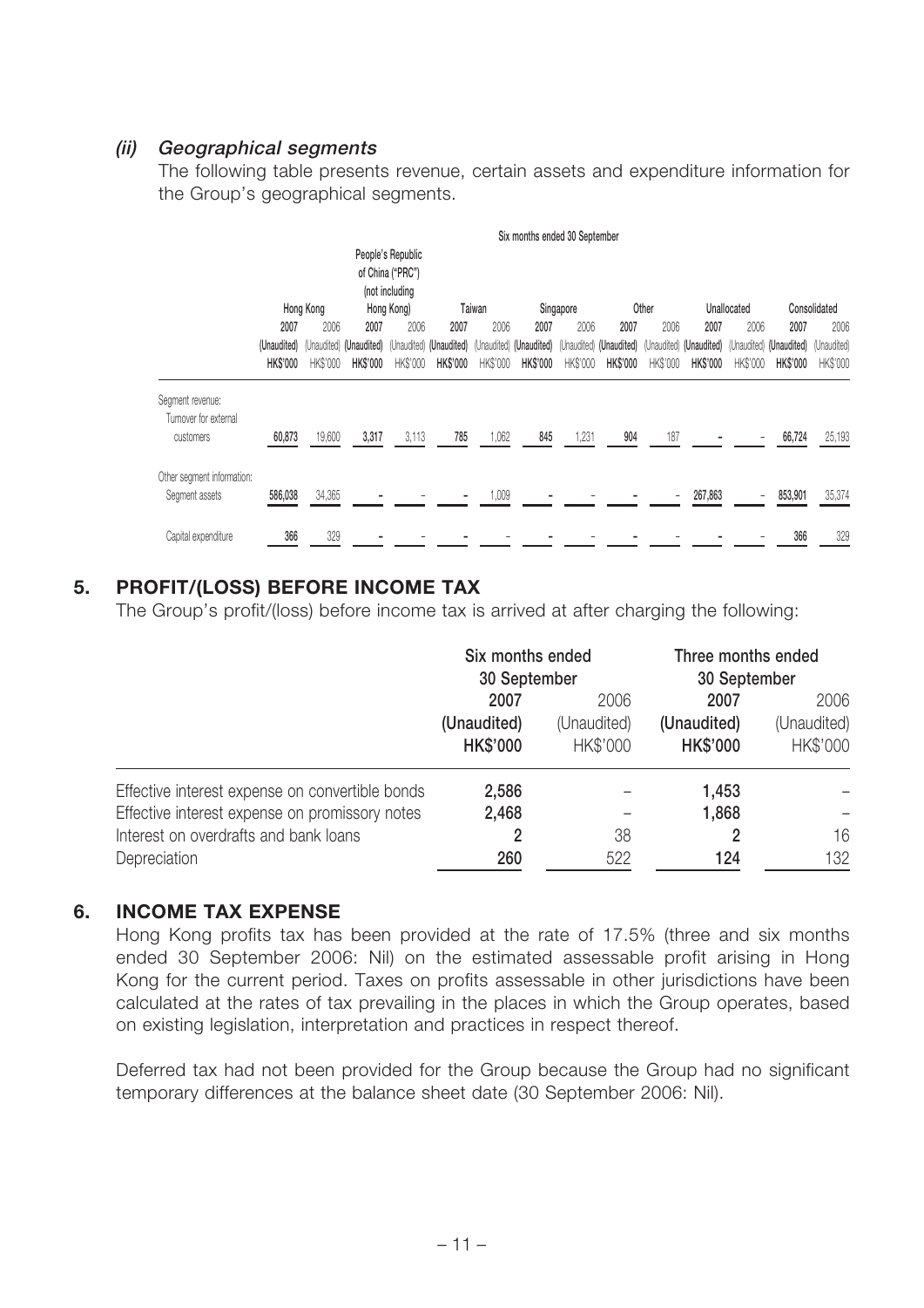### *(ii) Geographical segments*

The following table presents revenue, certain assets and expenditure information for the Group's geographical segments.

| | Six months ended 30 September | | | | | | | | | | | | | |
|---|---|---|---|---|---|---|---|---|---|---|---|---|---|---|
| | Hong Kong | | People's Republic of China ("PRC") (not including Hong Kong) | | Taiwan | | Singapore | | Other | | Unallocated | | Consolidated | |
| | 2007 (Unaudited) HK$'000 | 2006 (Unaudited) HK$'000 | 2007 (Unaudited) HK$'000 | 2006 (Unaudited) HK$'000 | 2007 (Unaudited) HK$'000 | 2006 (Unaudited) HK$'000 | 2007 (Unaudited) HK$'000 | 2006 (Unaudited) HK$'000 | 2007 (Unaudited) HK$'000 | 2006 (Unaudited) HK$'000 | 2007 (Unaudited) HK$'000 | 2006 (Unaudited) HK$'000 | 2007 (Unaudited) HK$'000 | 2006 (Unaudited) HK$'000 |
| Segment revenue: | | | | | | | | | | | | | | |
| Turnover for external customers | 60,873 | 19,600 | 3,317 | 3,113 | 785 | 1,062 | 845 | 1,231 | 904 | 187 | – | – | 66,724 | 25,193 |
| Other segment information: | | | | | | | | | | | | | | |
| Segment assets | 586,038 | 34,365 | – | – | – | 1,009 | – | – | – | – | 267,863 | – | 853,901 | 35,374 |
| Capital expenditure | 366 | 329 | – | – | – | – | – | – | – | – | – | – | 366 | 329 |

## 5. PROFIT/(LOSS) BEFORE INCOME TAX

The Group's profit/(loss) before income tax is arrived at after charging the following:

| | Six months ended 30 September | | Three months ended 30 September | |
|---|---|---|---|---|
| | **2007** | 2006 | **2007** | 2006 |
| | **(Unaudited)** | (Unaudited) | **(Unaudited)** | (Unaudited) |
| | **HK$'000** | HK$'000 | **HK$'000** | HK$'000 |
| Effective interest expense on convertible bonds | **2,586** | – | **1,453** | – |
| Effective interest expense on promissory notes | **2,468** | – | **1,868** | – |
| Interest on overdrafts and bank loans | **2** | 38 | **2** | 16 |
| Depreciation | **260** | 522 | **124** | 132 |

## 6. INCOME TAX EXPENSE

Hong Kong profits tax has been provided at the rate of 17.5% (three and six months ended 30 September 2006: Nil) on the estimated assessable profit arising in Hong Kong for the current period. Taxes on profits assessable in other jurisdictions have been calculated at the rates of tax prevailing in the places in which the Group operates, based on existing legislation, interpretation and practices in respect thereof.

Deferred tax had not been provided for the Group because the Group had no significant temporary differences at the balance sheet date (30 September 2006: Nil).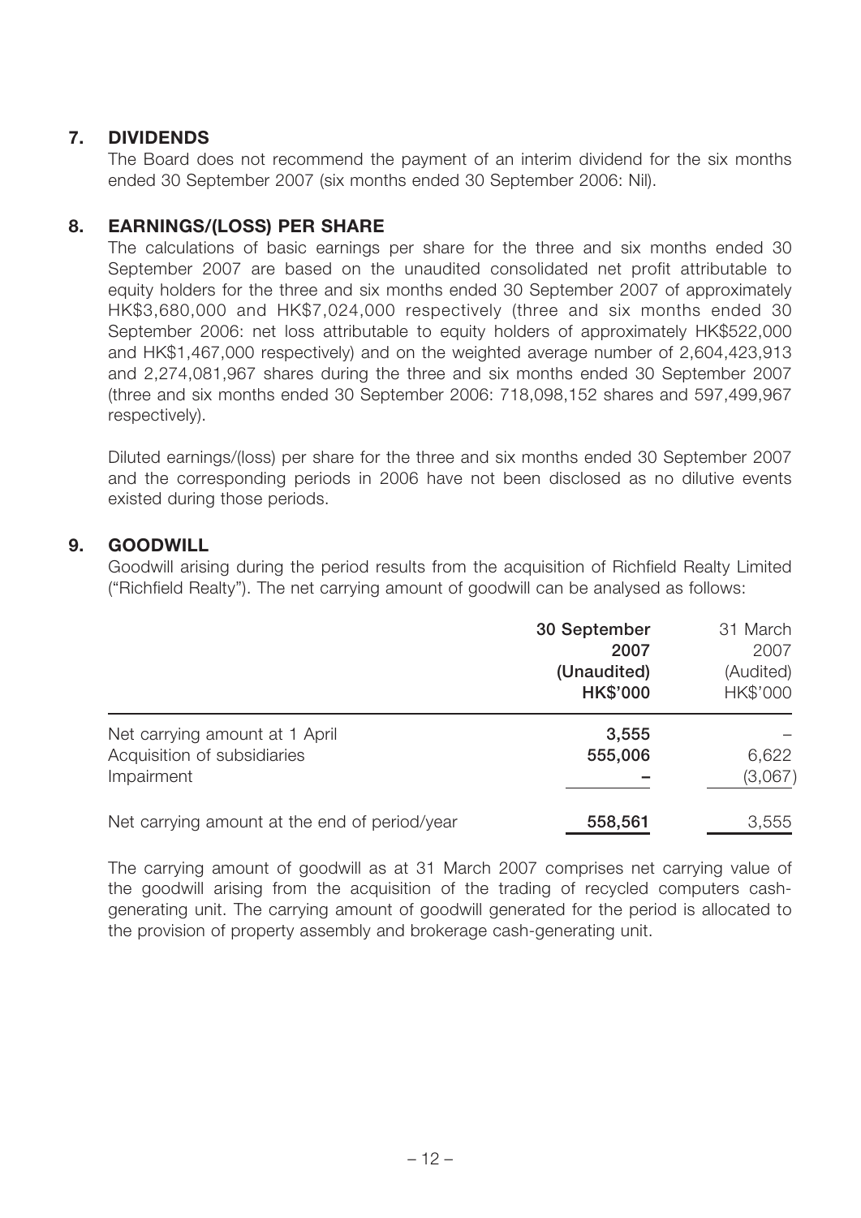## 7. DIVIDENDS

The Board does not recommend the payment of an interim dividend for the six months ended 30 September 2007 (six months ended 30 September 2006: Nil).

## 8. EARNINGS/(LOSS) PER SHARE

The calculations of basic earnings per share for the three and six months ended 30 September 2007 are based on the unaudited consolidated net profit attributable to equity holders for the three and six months ended 30 September 2007 of approximately HK$3,680,000 and HK$7,024,000 respectively (three and six months ended 30 September 2006: net loss attributable to equity holders of approximately HK$522,000 and HK$1,467,000 respectively) and on the weighted average number of 2,604,423,913 and 2,274,081,967 shares during the three and six months ended 30 September 2007 (three and six months ended 30 September 2006: 718,098,152 shares and 597,499,967 respectively).

Diluted earnings/(loss) per share for the three and six months ended 30 September 2007 and the corresponding periods in 2006 have not been disclosed as no dilutive events existed during those periods.

## 9. GOODWILL

Goodwill arising during the period results from the acquisition of Richfield Realty Limited ("Richfield Realty"). The net carrying amount of goodwill can be analysed as follows:

| | **30 September 2007 (Unaudited) HK$'000** | 31 March 2007 (Audited) HK$'000 |
|---|---|---|
| Net carrying amount at 1 April | **3,555** | – |
| Acquisition of subsidiaries | **555,006** | 6,622 |
| Impairment | **–** | (3,067) |
| Net carrying amount at the end of period/year | **558,561** | 3,555 |

The carrying amount of goodwill as at 31 March 2007 comprises net carrying value of the goodwill arising from the acquisition of the trading of recycled computers cash-generating unit. The carrying amount of goodwill generated for the period is allocated to the provision of property assembly and brokerage cash-generating unit.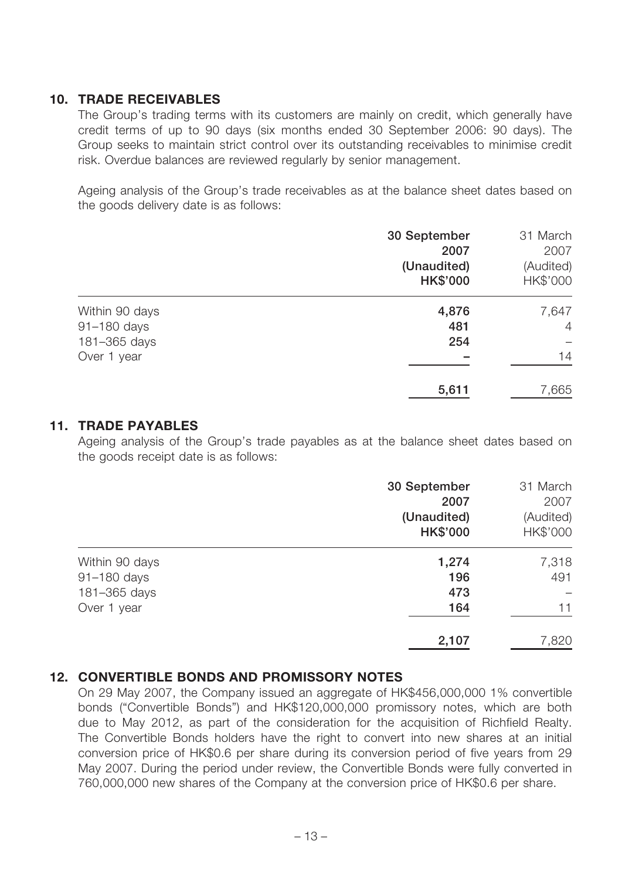## 10. TRADE RECEIVABLES

The Group's trading terms with its customers are mainly on credit, which generally have credit terms of up to 90 days (six months ended 30 September 2006: 90 days). The Group seeks to maintain strict control over its outstanding receivables to minimise credit risk. Overdue balances are reviewed regularly by senior management.

Ageing analysis of the Group's trade receivables as at the balance sheet dates based on the goods delivery date is as follows:

| | **30 September 2007 (Unaudited) HK$'000** | 31 March 2007 (Audited) HK$'000 |
|---|---|---|
| Within 90 days | **4,876** | 7,647 |
| 91–180 days | **481** | 4 |
| 181–365 days | **254** | – |
| Over 1 year | **–** | 14 |
| | **5,611** | 7,665 |

## 11. TRADE PAYABLES

Ageing analysis of the Group's trade payables as at the balance sheet dates based on the goods receipt date is as follows:

| | **30 September 2007 (Unaudited) HK$'000** | 31 March 2007 (Audited) HK$'000 |
|---|---|---|
| Within 90 days | **1,274** | 7,318 |
| 91–180 days | **196** | 491 |
| 181–365 days | **473** | – |
| Over 1 year | **164** | 11 |
| | **2,107** | 7,820 |

## 12. CONVERTIBLE BONDS AND PROMISSORY NOTES

On 29 May 2007, the Company issued an aggregate of HK$456,000,000 1% convertible bonds ("Convertible Bonds") and HK$120,000,000 promissory notes, which are both due to May 2012, as part of the consideration for the acquisition of Richfield Realty. The Convertible Bonds holders have the right to convert into new shares at an initial conversion price of HK$0.6 per share during its conversion period of five years from 29 May 2007. During the period under review, the Convertible Bonds were fully converted in 760,000,000 new shares of the Company at the conversion price of HK$0.6 per share.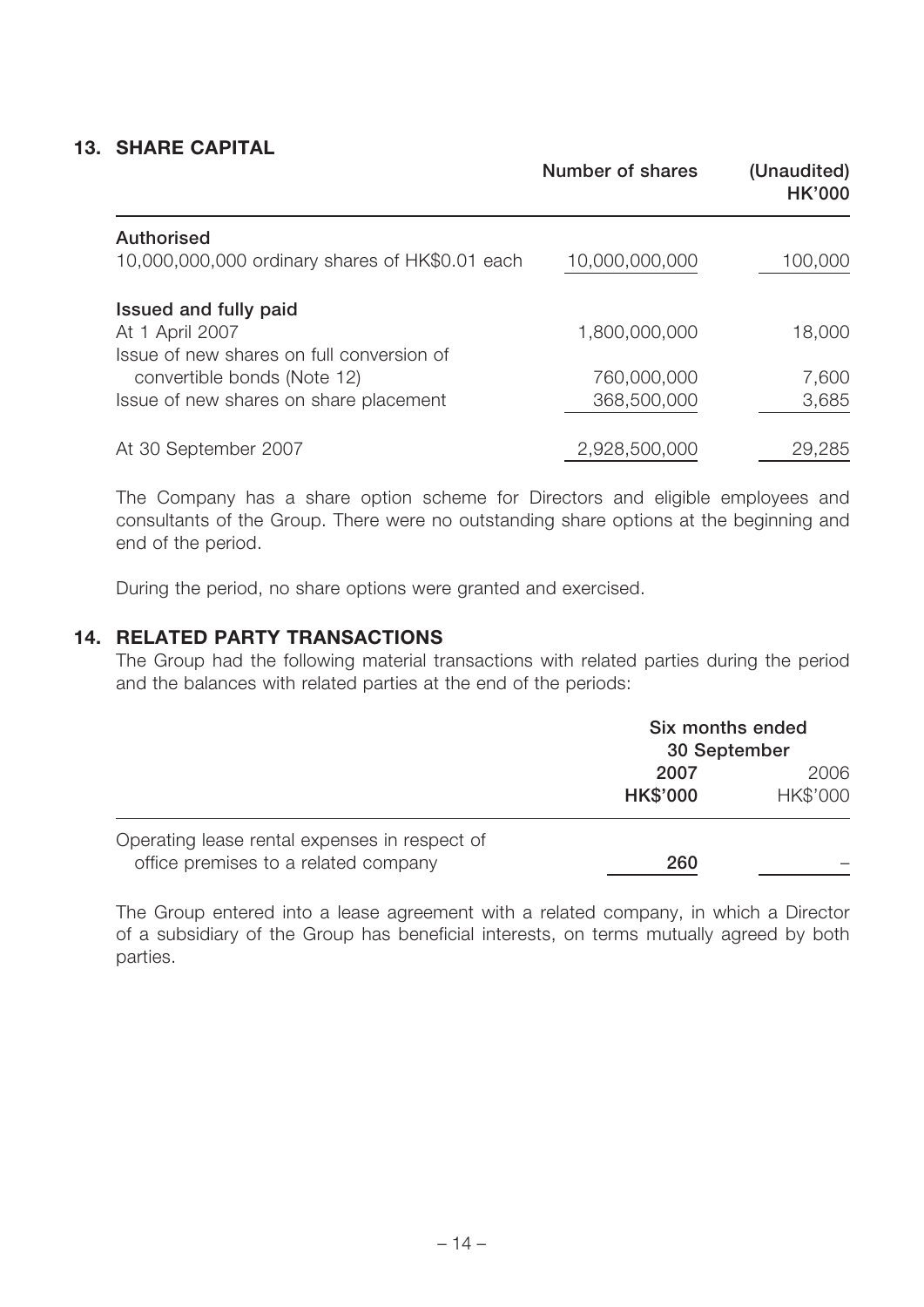## 13. SHARE CAPITAL

| | Number of shares | (Unaudited) HK'000 |
|---|---|---|
| **Authorised** | | |
| 10,000,000,000 ordinary shares of HK$0.01 each | 10,000,000,000 | 100,000 |
| **Issued and fully paid** | | |
| At 1 April 2007 | 1,800,000,000 | 18,000 |
| Issue of new shares on full conversion of convertible bonds (Note 12) | 760,000,000 | 7,600 |
| Issue of new shares on share placement | 368,500,000 | 3,685 |
| At 30 September 2007 | 2,928,500,000 | 29,285 |

The Company has a share option scheme for Directors and eligible employees and consultants of the Group. There were no outstanding share options at the beginning and end of the period.

During the period, no share options were granted and exercised.

## 14. RELATED PARTY TRANSACTIONS

The Group had the following material transactions with related parties during the period and the balances with related parties at the end of the periods:

| | Six months ended 30 September | |
|---|---|---|
| | **2007** | 2006 |
| | **HK$'000** | HK$'000 |
| Operating lease rental expenses in respect of office premises to a related company | **260** | – |

The Group entered into a lease agreement with a related company, in which a Director of a subsidiary of the Group has beneficial interests, on terms mutually agreed by both parties.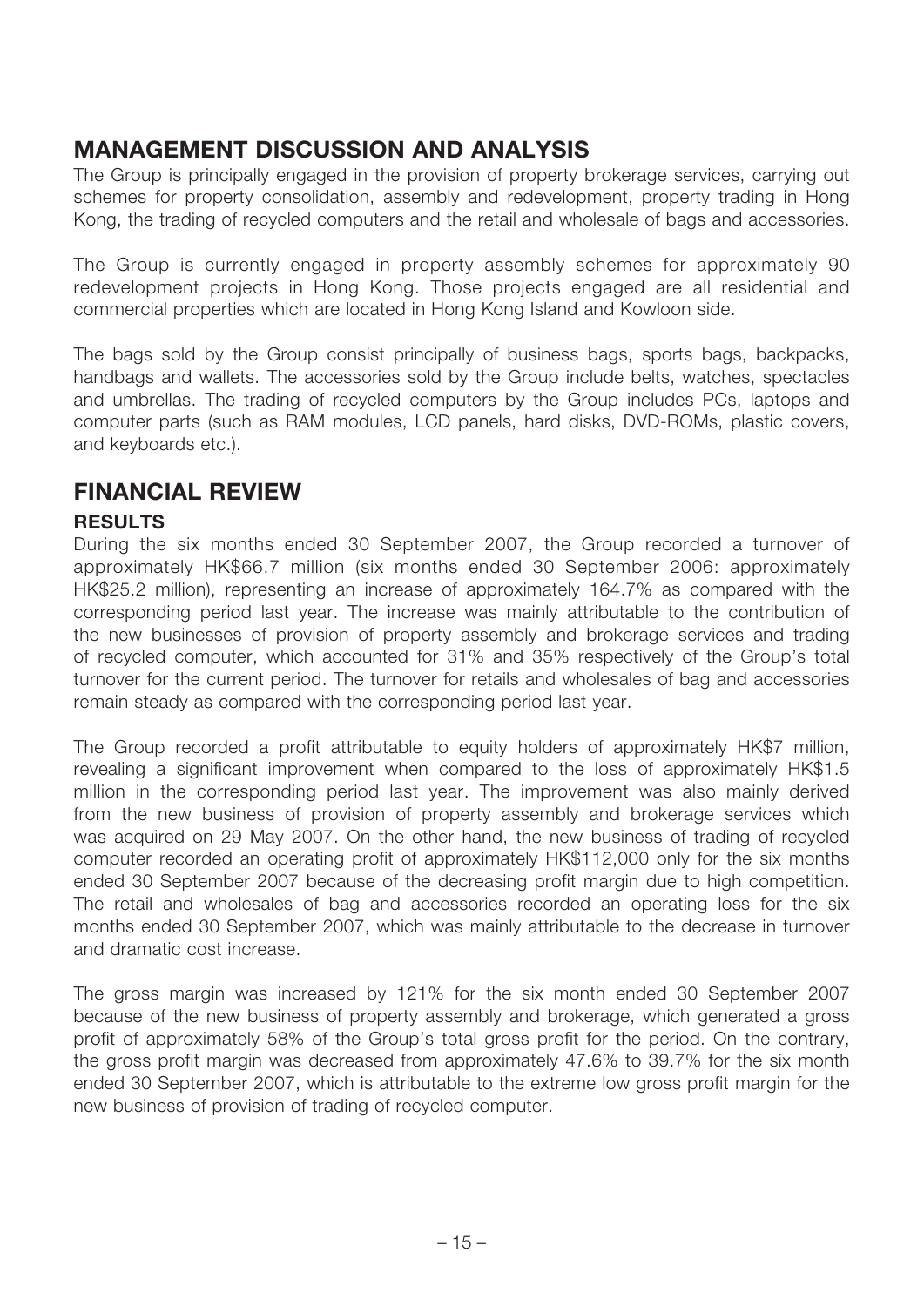## MANAGEMENT DISCUSSION AND ANALYSIS

The Group is principally engaged in the provision of property brokerage services, carrying out schemes for property consolidation, assembly and redevelopment, property trading in Hong Kong, the trading of recycled computers and the retail and wholesale of bags and accessories.

The Group is currently engaged in property assembly schemes for approximately 90 redevelopment projects in Hong Kong. Those projects engaged are all residential and commercial properties which are located in Hong Kong Island and Kowloon side.

The bags sold by the Group consist principally of business bags, sports bags, backpacks, handbags and wallets. The accessories sold by the Group include belts, watches, spectacles and umbrellas. The trading of recycled computers by the Group includes PCs, laptops and computer parts (such as RAM modules, LCD panels, hard disks, DVD-ROMs, plastic covers, and keyboards etc.).

## FINANCIAL REVIEW

### RESULTS

During the six months ended 30 September 2007, the Group recorded a turnover of approximately HK$66.7 million (six months ended 30 September 2006: approximately HK$25.2 million), representing an increase of approximately 164.7% as compared with the corresponding period last year. The increase was mainly attributable to the contribution of the new businesses of provision of property assembly and brokerage services and trading of recycled computer, which accounted for 31% and 35% respectively of the Group's total turnover for the current period. The turnover for retails and wholesales of bag and accessories remain steady as compared with the corresponding period last year.

The Group recorded a profit attributable to equity holders of approximately HK$7 million, revealing a significant improvement when compared to the loss of approximately HK$1.5 million in the corresponding period last year. The improvement was also mainly derived from the new business of provision of property assembly and brokerage services which was acquired on 29 May 2007. On the other hand, the new business of trading of recycled computer recorded an operating profit of approximately HK$112,000 only for the six months ended 30 September 2007 because of the decreasing profit margin due to high competition. The retail and wholesales of bag and accessories recorded an operating loss for the six months ended 30 September 2007, which was mainly attributable to the decrease in turnover and dramatic cost increase.

The gross margin was increased by 121% for the six month ended 30 September 2007 because of the new business of property assembly and brokerage, which generated a gross profit of approximately 58% of the Group's total gross profit for the period. On the contrary, the gross profit margin was decreased from approximately 47.6% to 39.7% for the six month ended 30 September 2007, which is attributable to the extreme low gross profit margin for the new business of provision of trading of recycled computer.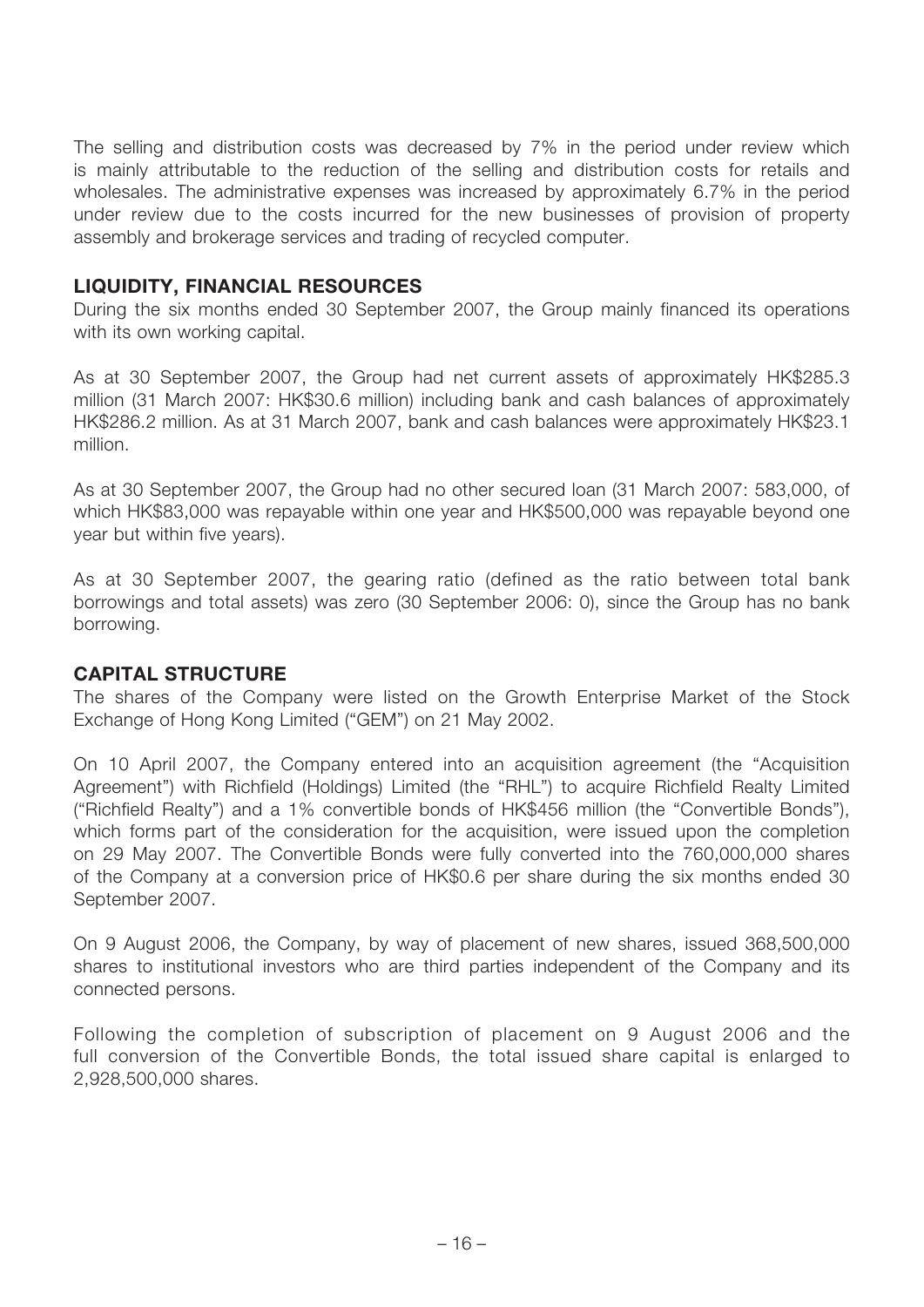The selling and distribution costs was decreased by 7% in the period under review which is mainly attributable to the reduction of the selling and distribution costs for retails and wholesales. The administrative expenses was increased by approximately 6.7% in the period under review due to the costs incurred for the new businesses of provision of property assembly and brokerage services and trading of recycled computer.

## LIQUIDITY, FINANCIAL RESOURCES

During the six months ended 30 September 2007, the Group mainly financed its operations with its own working capital.

As at 30 September 2007, the Group had net current assets of approximately HK$285.3 million (31 March 2007: HK$30.6 million) including bank and cash balances of approximately HK$286.2 million. As at 31 March 2007, bank and cash balances were approximately HK$23.1 million.

As at 30 September 2007, the Group had no other secured loan (31 March 2007: 583,000, of which HK$83,000 was repayable within one year and HK$500,000 was repayable beyond one year but within five years).

As at 30 September 2007, the gearing ratio (defined as the ratio between total bank borrowings and total assets) was zero (30 September 2006: 0), since the Group has no bank borrowing.

## CAPITAL STRUCTURE

The shares of the Company were listed on the Growth Enterprise Market of the Stock Exchange of Hong Kong Limited ("GEM") on 21 May 2002.

On 10 April 2007, the Company entered into an acquisition agreement (the "Acquisition Agreement") with Richfield (Holdings) Limited (the "RHL") to acquire Richfield Realty Limited ("Richfield Realty") and a 1% convertible bonds of HK$456 million (the "Convertible Bonds"), which forms part of the consideration for the acquisition, were issued upon the completion on 29 May 2007. The Convertible Bonds were fully converted into the 760,000,000 shares of the Company at a conversion price of HK$0.6 per share during the six months ended 30 September 2007.

On 9 August 2006, the Company, by way of placement of new shares, issued 368,500,000 shares to institutional investors who are third parties independent of the Company and its connected persons.

Following the completion of subscription of placement on 9 August 2006 and the full conversion of the Convertible Bonds, the total issued share capital is enlarged to 2,928,500,000 shares.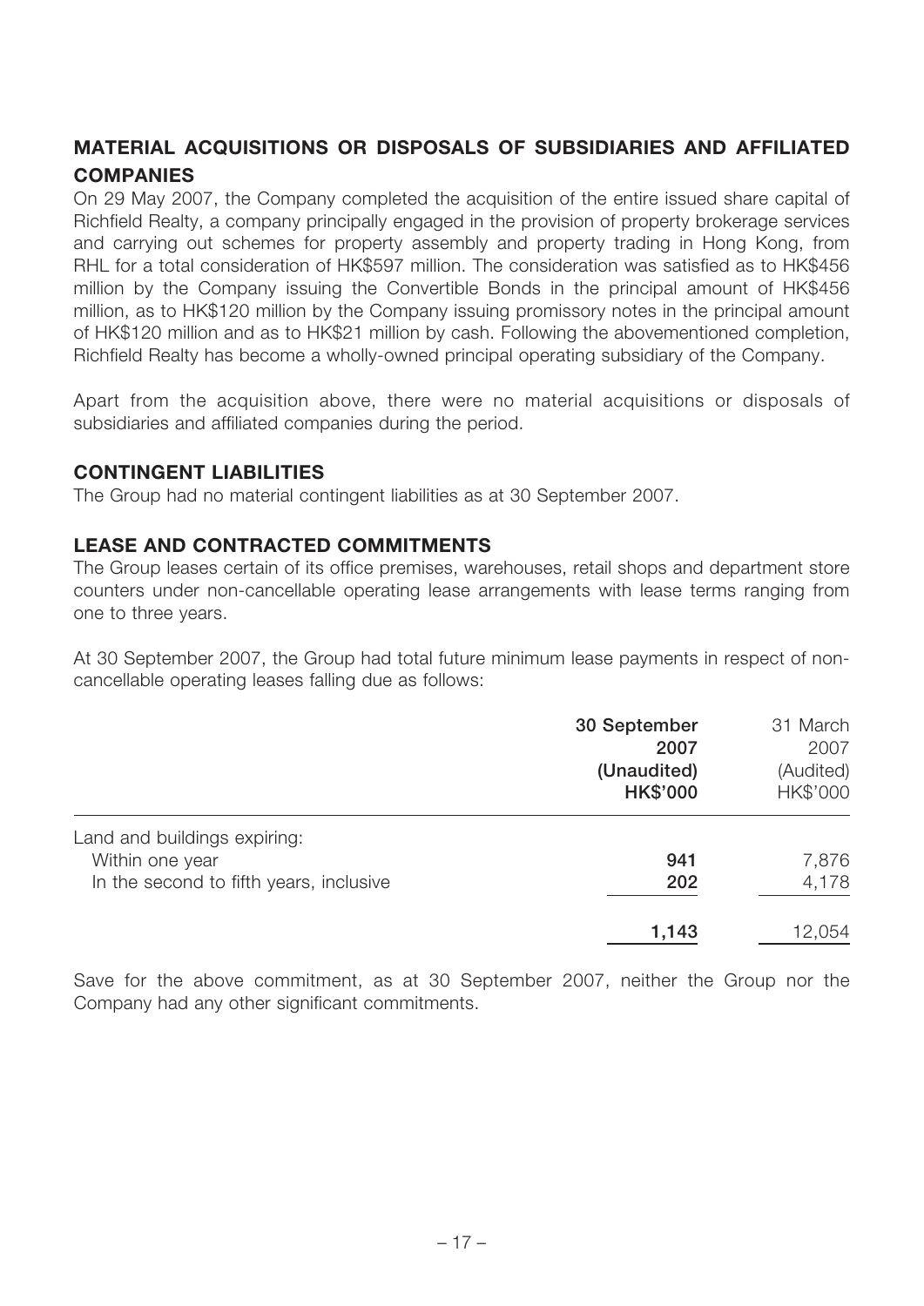## MATERIAL ACQUISITIONS OR DISPOSALS OF SUBSIDIARIES AND AFFILIATED COMPANIES

On 29 May 2007, the Company completed the acquisition of the entire issued share capital of Richfield Realty, a company principally engaged in the provision of property brokerage services and carrying out schemes for property assembly and property trading in Hong Kong, from RHL for a total consideration of HK$597 million. The consideration was satisfied as to HK$456 million by the Company issuing the Convertible Bonds in the principal amount of HK$456 million, as to HK$120 million by the Company issuing promissory notes in the principal amount of HK$120 million and as to HK$21 million by cash. Following the abovementioned completion, Richfield Realty has become a wholly-owned principal operating subsidiary of the Company.

Apart from the acquisition above, there were no material acquisitions or disposals of subsidiaries and affiliated companies during the period.

## CONTINGENT LIABILITIES

The Group had no material contingent liabilities as at 30 September 2007.

## LEASE AND CONTRACTED COMMITMENTS

The Group leases certain of its office premises, warehouses, retail shops and department store counters under non-cancellable operating lease arrangements with lease terms ranging from one to three years.

At 30 September 2007, the Group had total future minimum lease payments in respect of non-cancellable operating leases falling due as follows:

| | **30 September 2007 (Unaudited) HK$'000** | 31 March 2007 (Audited) HK$'000 |
|---|---|---|
| Land and buildings expiring: | | |
| Within one year | **941** | 7,876 |
| In the second to fifth years, inclusive | **202** | 4,178 |
| | **1,143** | 12,054 |

Save for the above commitment, as at 30 September 2007, neither the Group nor the Company had any other significant commitments.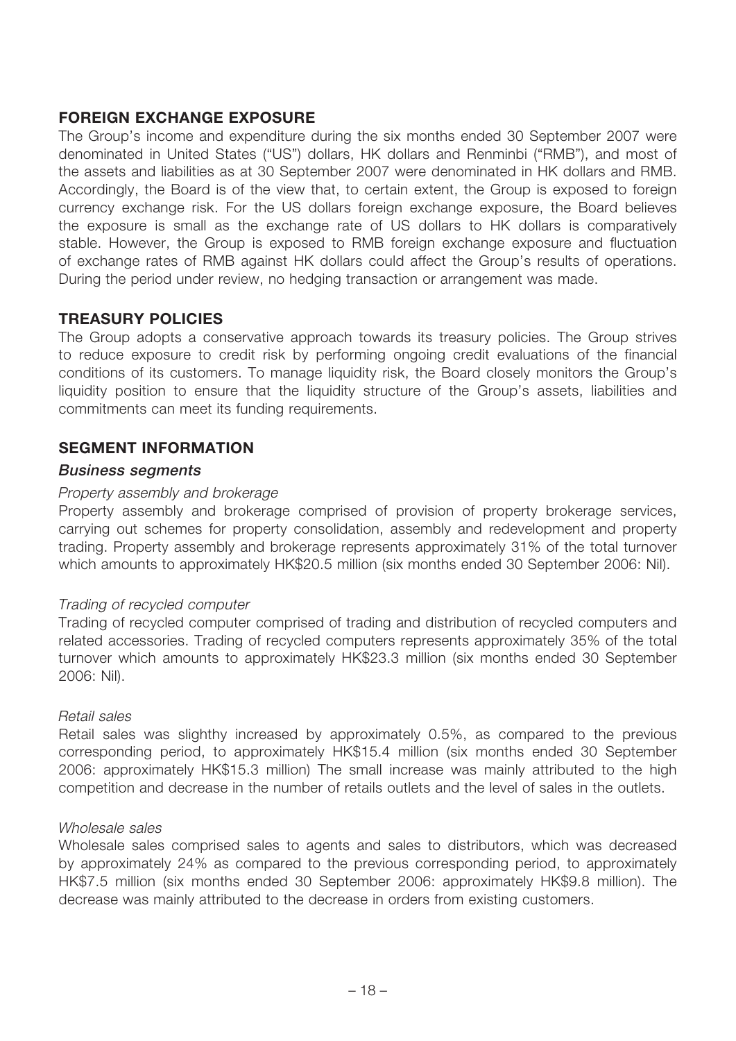## FOREIGN EXCHANGE EXPOSURE

The Group's income and expenditure during the six months ended 30 September 2007 were denominated in United States ("US") dollars, HK dollars and Renminbi ("RMB"), and most of the assets and liabilities as at 30 September 2007 were denominated in HK dollars and RMB. Accordingly, the Board is of the view that, to certain extent, the Group is exposed to foreign currency exchange risk. For the US dollars foreign exchange exposure, the Board believes the exposure is small as the exchange rate of US dollars to HK dollars is comparatively stable. However, the Group is exposed to RMB foreign exchange exposure and fluctuation of exchange rates of RMB against HK dollars could affect the Group's results of operations. During the period under review, no hedging transaction or arrangement was made.

## TREASURY POLICIES

The Group adopts a conservative approach towards its treasury policies. The Group strives to reduce exposure to credit risk by performing ongoing credit evaluations of the financial conditions of its customers. To manage liquidity risk, the Board closely monitors the Group's liquidity position to ensure that the liquidity structure of the Group's assets, liabilities and commitments can meet its funding requirements.

## SEGMENT INFORMATION

### *Business segments*

*Property assembly and brokerage*

Property assembly and brokerage comprised of provision of property brokerage services, carrying out schemes for property consolidation, assembly and redevelopment and property trading. Property assembly and brokerage represents approximately 31% of the total turnover which amounts to approximately HK$20.5 million (six months ended 30 September 2006: Nil).

*Trading of recycled computer*

Trading of recycled computer comprised of trading and distribution of recycled computers and related accessories. Trading of recycled computers represents approximately 35% of the total turnover which amounts to approximately HK$23.3 million (six months ended 30 September 2006: Nil).

*Retail sales*

Retail sales was slighthy increased by approximately 0.5%, as compared to the previous corresponding period, to approximately HK$15.4 million (six months ended 30 September 2006: approximately HK$15.3 million) The small increase was mainly attributed to the high competition and decrease in the number of retails outlets and the level of sales in the outlets.

*Wholesale sales*

Wholesale sales comprised sales to agents and sales to distributors, which was decreased by approximately 24% as compared to the previous corresponding period, to approximately HK$7.5 million (six months ended 30 September 2006: approximately HK$9.8 million). The decrease was mainly attributed to the decrease in orders from existing customers.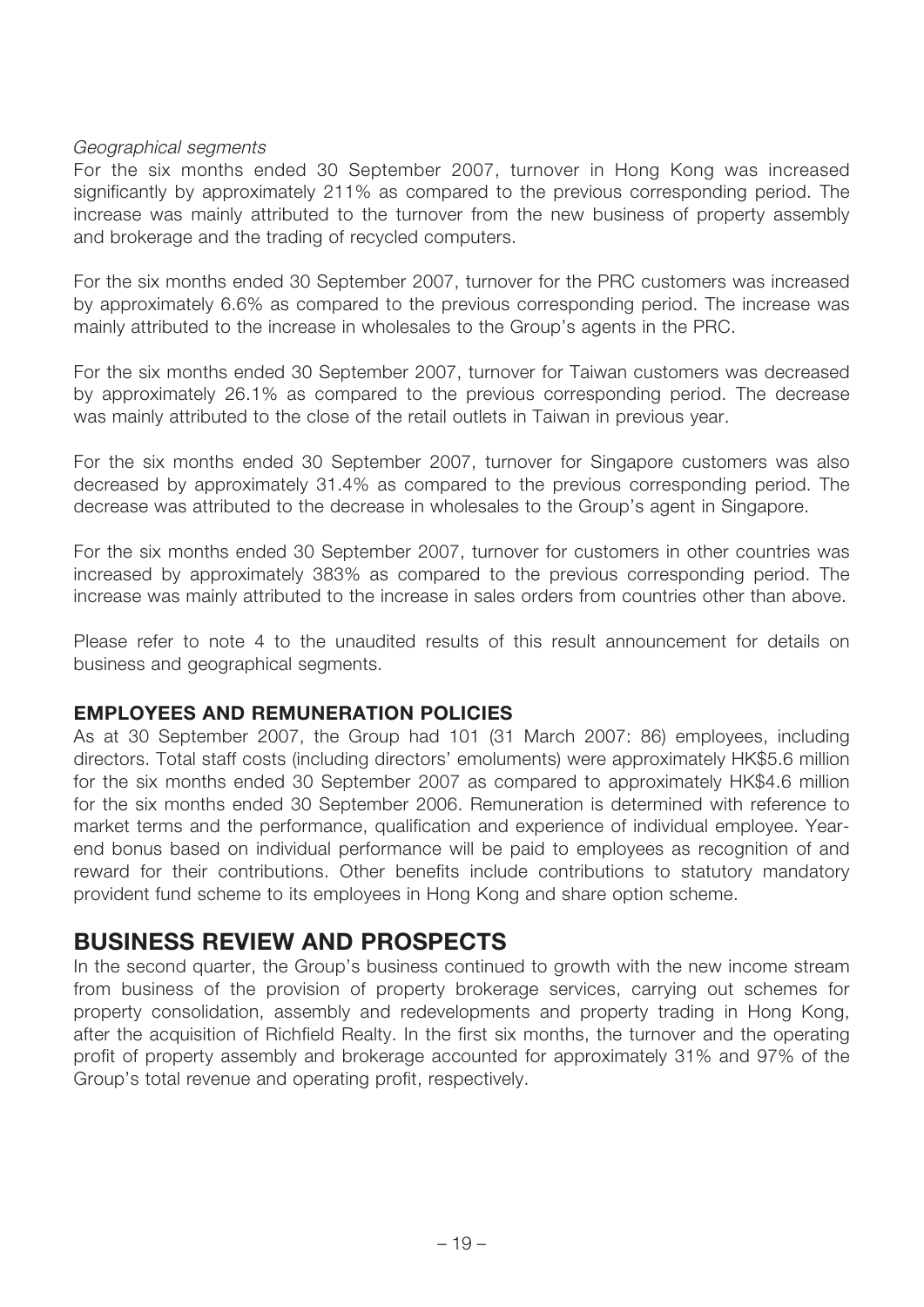*Geographical segments*

For the six months ended 30 September 2007, turnover in Hong Kong was increased significantly by approximately 211% as compared to the previous corresponding period. The increase was mainly attributed to the turnover from the new business of property assembly and brokerage and the trading of recycled computers.

For the six months ended 30 September 2007, turnover for the PRC customers was increased by approximately 6.6% as compared to the previous corresponding period. The increase was mainly attributed to the increase in wholesales to the Group's agents in the PRC.

For the six months ended 30 September 2007, turnover for Taiwan customers was decreased by approximately 26.1% as compared to the previous corresponding period. The decrease was mainly attributed to the close of the retail outlets in Taiwan in previous year.

For the six months ended 30 September 2007, turnover for Singapore customers was also decreased by approximately 31.4% as compared to the previous corresponding period. The decrease was attributed to the decrease in wholesales to the Group's agent in Singapore.

For the six months ended 30 September 2007, turnover for customers in other countries was increased by approximately 383% as compared to the previous corresponding period. The increase was mainly attributed to the increase in sales orders from countries other than above.

Please refer to note 4 to the unaudited results of this result announcement for details on business and geographical segments.

### EMPLOYEES AND REMUNERATION POLICIES

As at 30 September 2007, the Group had 101 (31 March 2007: 86) employees, including directors. Total staff costs (including directors' emoluments) were approximately HK$5.6 million for the six months ended 30 September 2007 as compared to approximately HK$4.6 million for the six months ended 30 September 2006. Remuneration is determined with reference to market terms and the performance, qualification and experience of individual employee. Year-end bonus based on individual performance will be paid to employees as recognition of and reward for their contributions. Other benefits include contributions to statutory mandatory provident fund scheme to its employees in Hong Kong and share option scheme.

## BUSINESS REVIEW AND PROSPECTS

In the second quarter, the Group's business continued to growth with the new income stream from business of the provision of property brokerage services, carrying out schemes for property consolidation, assembly and redevelopments and property trading in Hong Kong, after the acquisition of Richfield Realty. In the first six months, the turnover and the operating profit of property assembly and brokerage accounted for approximately 31% and 97% of the Group's total revenue and operating profit, respectively.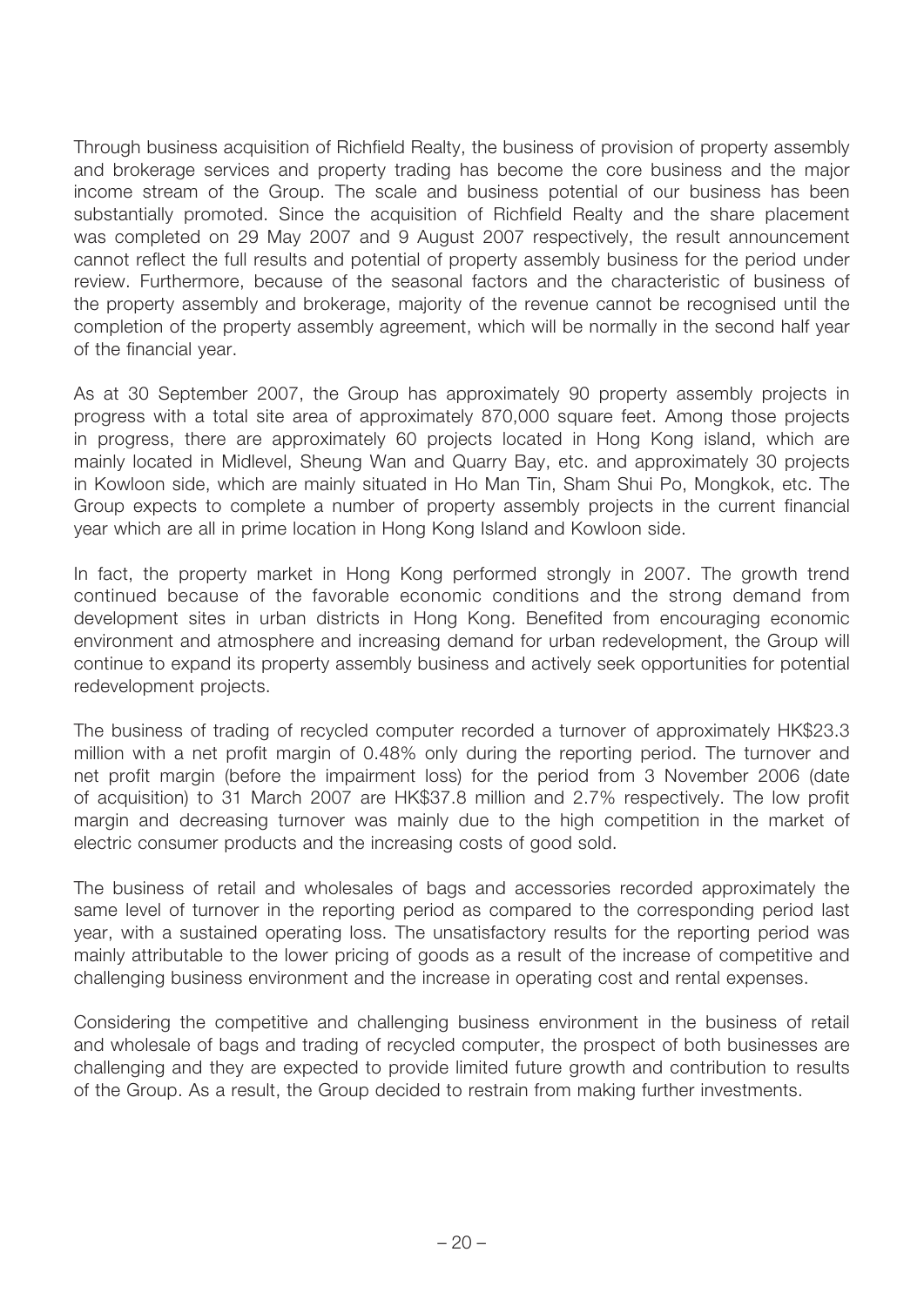Through business acquisition of Richfield Realty, the business of provision of property assembly and brokerage services and property trading has become the core business and the major income stream of the Group. The scale and business potential of our business has been substantially promoted. Since the acquisition of Richfield Realty and the share placement was completed on 29 May 2007 and 9 August 2007 respectively, the result announcement cannot reflect the full results and potential of property assembly business for the period under review. Furthermore, because of the seasonal factors and the characteristic of business of the property assembly and brokerage, majority of the revenue cannot be recognised until the completion of the property assembly agreement, which will be normally in the second half year of the financial year.

As at 30 September 2007, the Group has approximately 90 property assembly projects in progress with a total site area of approximately 870,000 square feet. Among those projects in progress, there are approximately 60 projects located in Hong Kong island, which are mainly located in Midlevel, Sheung Wan and Quarry Bay, etc. and approximately 30 projects in Kowloon side, which are mainly situated in Ho Man Tin, Sham Shui Po, Mongkok, etc. The Group expects to complete a number of property assembly projects in the current financial year which are all in prime location in Hong Kong Island and Kowloon side.

In fact, the property market in Hong Kong performed strongly in 2007. The growth trend continued because of the favorable economic conditions and the strong demand from development sites in urban districts in Hong Kong. Benefited from encouraging economic environment and atmosphere and increasing demand for urban redevelopment, the Group will continue to expand its property assembly business and actively seek opportunities for potential redevelopment projects.

The business of trading of recycled computer recorded a turnover of approximately HK$23.3 million with a net profit margin of 0.48% only during the reporting period. The turnover and net profit margin (before the impairment loss) for the period from 3 November 2006 (date of acquisition) to 31 March 2007 are HK$37.8 million and 2.7% respectively. The low profit margin and decreasing turnover was mainly due to the high competition in the market of electric consumer products and the increasing costs of good sold.

The business of retail and wholesales of bags and accessories recorded approximately the same level of turnover in the reporting period as compared to the corresponding period last year, with a sustained operating loss. The unsatisfactory results for the reporting period was mainly attributable to the lower pricing of goods as a result of the increase of competitive and challenging business environment and the increase in operating cost and rental expenses.

Considering the competitive and challenging business environment in the business of retail and wholesale of bags and trading of recycled computer, the prospect of both businesses are challenging and they are expected to provide limited future growth and contribution to results of the Group. As a result, the Group decided to restrain from making further investments.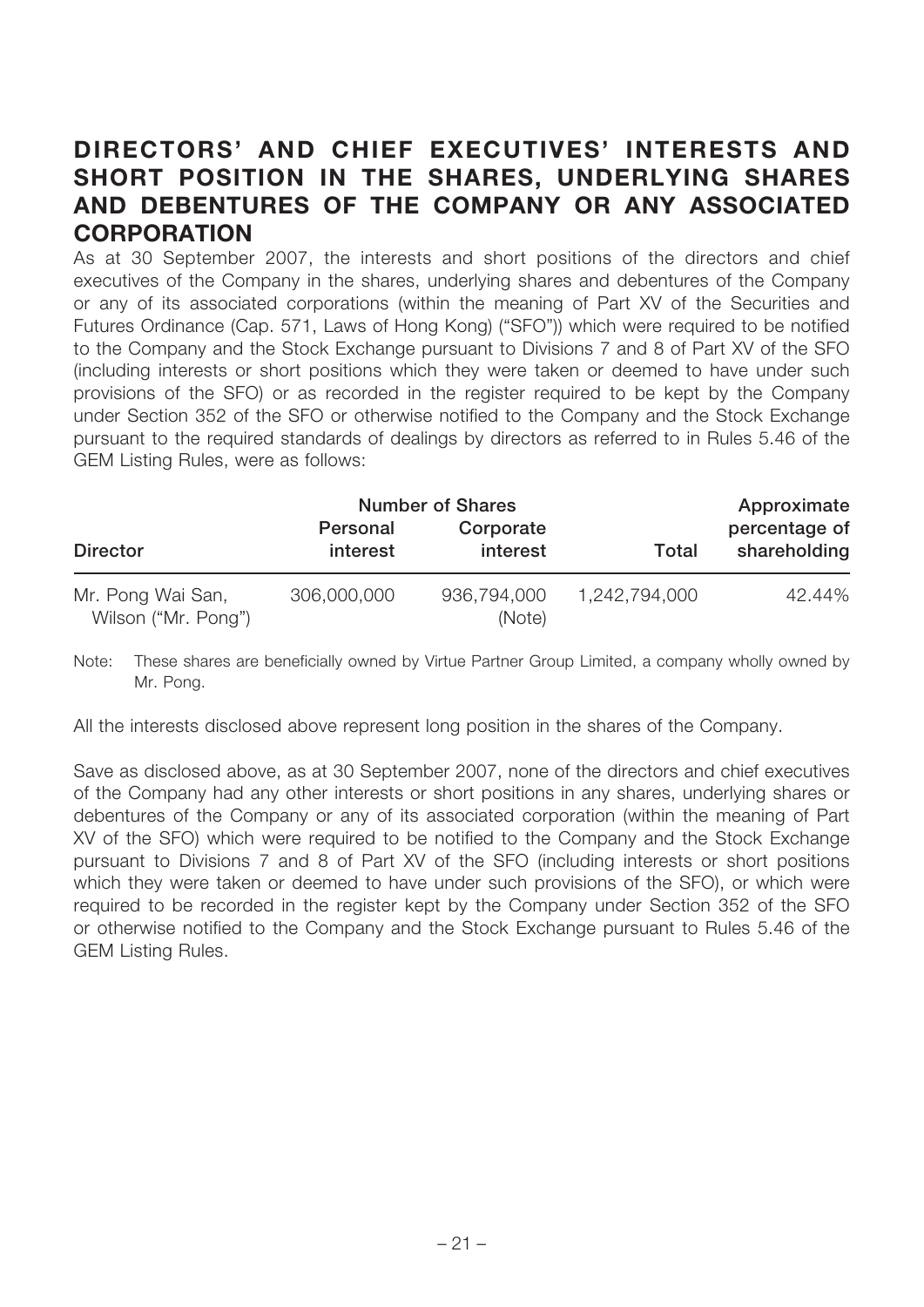## DIRECTORS' AND CHIEF EXECUTIVES' INTERESTS AND SHORT POSITION IN THE SHARES, UNDERLYING SHARES AND DEBENTURES OF THE COMPANY OR ANY ASSOCIATED CORPORATION

As at 30 September 2007, the interests and short positions of the directors and chief executives of the Company in the shares, underlying shares and debentures of the Company or any of its associated corporations (within the meaning of Part XV of the Securities and Futures Ordinance (Cap. 571, Laws of Hong Kong) ("SFO")) which were required to be notified to the Company and the Stock Exchange pursuant to Divisions 7 and 8 of Part XV of the SFO (including interests or short positions which they were taken or deemed to have under such provisions of the SFO) or as recorded in the register required to be kept by the Company under Section 352 of the SFO or otherwise notified to the Company and the Stock Exchange pursuant to the required standards of dealings by directors as referred to in Rules 5.46 of the GEM Listing Rules, were as follows:

| Director | Number of Shares | | | Approximate percentage of shareholding |
|---|---|---|---|---|
| | Personal interest | Corporate interest | Total | |
| Mr. Pong Wai San, Wilson ("Mr. Pong") | 306,000,000 | 936,794,000 (Note) | 1,242,794,000 | 42.44% |

Note: These shares are beneficially owned by Virtue Partner Group Limited, a company wholly owned by Mr. Pong.

All the interests disclosed above represent long position in the shares of the Company.

Save as disclosed above, as at 30 September 2007, none of the directors and chief executives of the Company had any other interests or short positions in any shares, underlying shares or debentures of the Company or any of its associated corporation (within the meaning of Part XV of the SFO) which were required to be notified to the Company and the Stock Exchange pursuant to Divisions 7 and 8 of Part XV of the SFO (including interests or short positions which they were taken or deemed to have under such provisions of the SFO), or which were required to be recorded in the register kept by the Company under Section 352 of the SFO or otherwise notified to the Company and the Stock Exchange pursuant to Rules 5.46 of the GEM Listing Rules.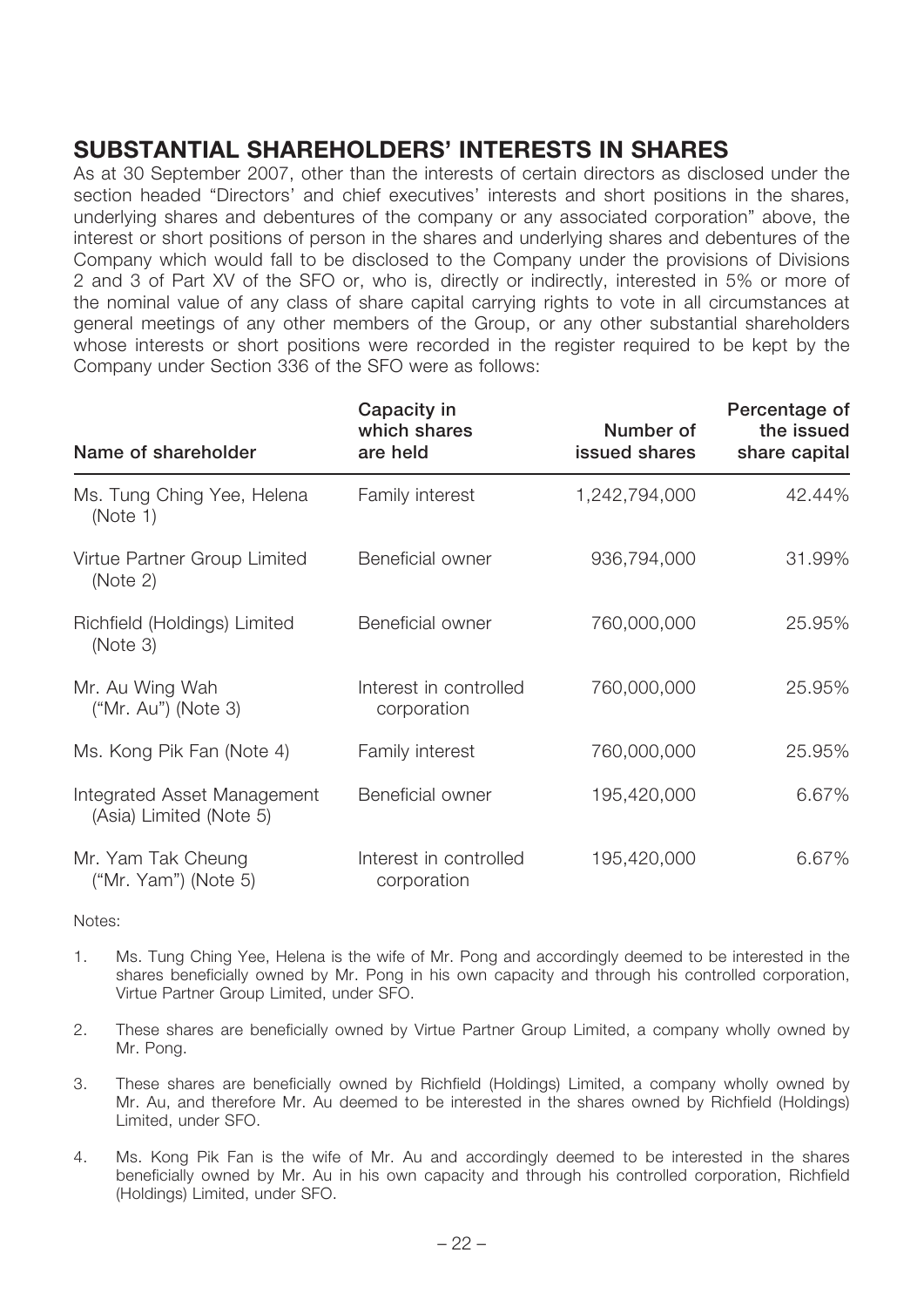## SUBSTANTIAL SHAREHOLDERS' INTERESTS IN SHARES

As at 30 September 2007, other than the interests of certain directors as disclosed under the section headed "Directors' and chief executives' interests and short positions in the shares, underlying shares and debentures of the company or any associated corporation" above, the interest or short positions of person in the shares and underlying shares and debentures of the Company which would fall to be disclosed to the Company under the provisions of Divisions 2 and 3 of Part XV of the SFO or, who is, directly or indirectly, interested in 5% or more of the nominal value of any class of share capital carrying rights to vote in all circumstances at general meetings of any other members of the Group, or any other substantial shareholders whose interests or short positions were recorded in the register required to be kept by the Company under Section 336 of the SFO were as follows:

| Name of shareholder | Capacity in which shares are held | Number of issued shares | Percentage of the issued share capital |
|---|---|---|---|
| Ms. Tung Ching Yee, Helena (Note 1) | Family interest | 1,242,794,000 | 42.44% |
| Virtue Partner Group Limited (Note 2) | Beneficial owner | 936,794,000 | 31.99% |
| Richfield (Holdings) Limited (Note 3) | Beneficial owner | 760,000,000 | 25.95% |
| Mr. Au Wing Wah ("Mr. Au") (Note 3) | Interest in controlled corporation | 760,000,000 | 25.95% |
| Ms. Kong Pik Fan (Note 4) | Family interest | 760,000,000 | 25.95% |
| Integrated Asset Management (Asia) Limited (Note 5) | Beneficial owner | 195,420,000 | 6.67% |
| Mr. Yam Tak Cheung ("Mr. Yam") (Note 5) | Interest in controlled corporation | 195,420,000 | 6.67% |

Notes:

1. Ms. Tung Ching Yee, Helena is the wife of Mr. Pong and accordingly deemed to be interested in the shares beneficially owned by Mr. Pong in his own capacity and through his controlled corporation, Virtue Partner Group Limited, under SFO.

2. These shares are beneficially owned by Virtue Partner Group Limited, a company wholly owned by Mr. Pong.

3. These shares are beneficially owned by Richfield (Holdings) Limited, a company wholly owned by Mr. Au, and therefore Mr. Au deemed to be interested in the shares owned by Richfield (Holdings) Limited, under SFO.

4. Ms. Kong Pik Fan is the wife of Mr. Au and accordingly deemed to be interested in the shares beneficially owned by Mr. Au in his own capacity and through his controlled corporation, Richfield (Holdings) Limited, under SFO.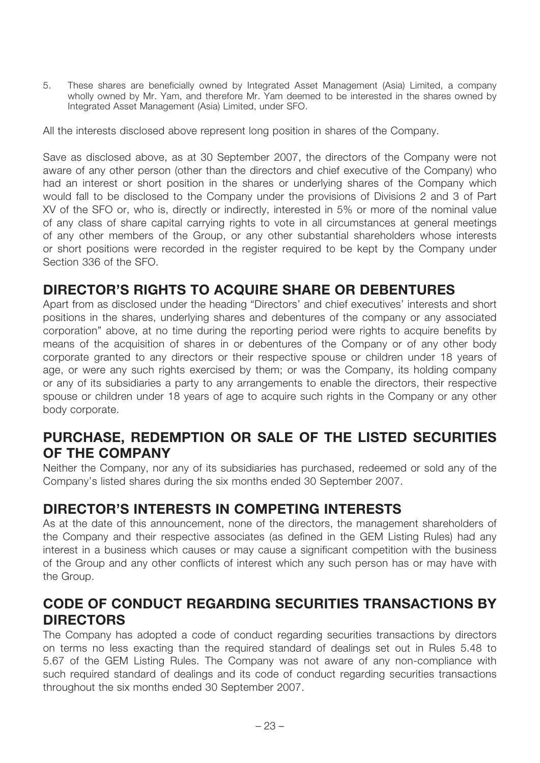5. These shares are beneficially owned by Integrated Asset Management (Asia) Limited, a company wholly owned by Mr. Yam, and therefore Mr. Yam deemed to be interested in the shares owned by Integrated Asset Management (Asia) Limited, under SFO.

All the interests disclosed above represent long position in shares of the Company.

Save as disclosed above, as at 30 September 2007, the directors of the Company were not aware of any other person (other than the directors and chief executive of the Company) who had an interest or short position in the shares or underlying shares of the Company which would fall to be disclosed to the Company under the provisions of Divisions 2 and 3 of Part XV of the SFO or, who is, directly or indirectly, interested in 5% or more of the nominal value of any class of share capital carrying rights to vote in all circumstances at general meetings of any other members of the Group, or any other substantial shareholders whose interests or short positions were recorded in the register required to be kept by the Company under Section 336 of the SFO.

## DIRECTOR'S RIGHTS TO ACQUIRE SHARE OR DEBENTURES

Apart from as disclosed under the heading "Directors' and chief executives' interests and short positions in the shares, underlying shares and debentures of the company or any associated corporation" above, at no time during the reporting period were rights to acquire benefits by means of the acquisition of shares in or debentures of the Company or of any other body corporate granted to any directors or their respective spouse or children under 18 years of age, or were any such rights exercised by them; or was the Company, its holding company or any of its subsidiaries a party to any arrangements to enable the directors, their respective spouse or children under 18 years of age to acquire such rights in the Company or any other body corporate.

## PURCHASE, REDEMPTION OR SALE OF THE LISTED SECURITIES OF THE COMPANY

Neither the Company, nor any of its subsidiaries has purchased, redeemed or sold any of the Company's listed shares during the six months ended 30 September 2007.

## DIRECTOR'S INTERESTS IN COMPETING INTERESTS

As at the date of this announcement, none of the directors, the management shareholders of the Company and their respective associates (as defined in the GEM Listing Rules) had any interest in a business which causes or may cause a significant competition with the business of the Group and any other conflicts of interest which any such person has or may have with the Group.

## CODE OF CONDUCT REGARDING SECURITIES TRANSACTIONS BY DIRECTORS

The Company has adopted a code of conduct regarding securities transactions by directors on terms no less exacting than the required standard of dealings set out in Rules 5.48 to 5.67 of the GEM Listing Rules. The Company was not aware of any non-compliance with such required standard of dealings and its code of conduct regarding securities transactions throughout the six months ended 30 September 2007.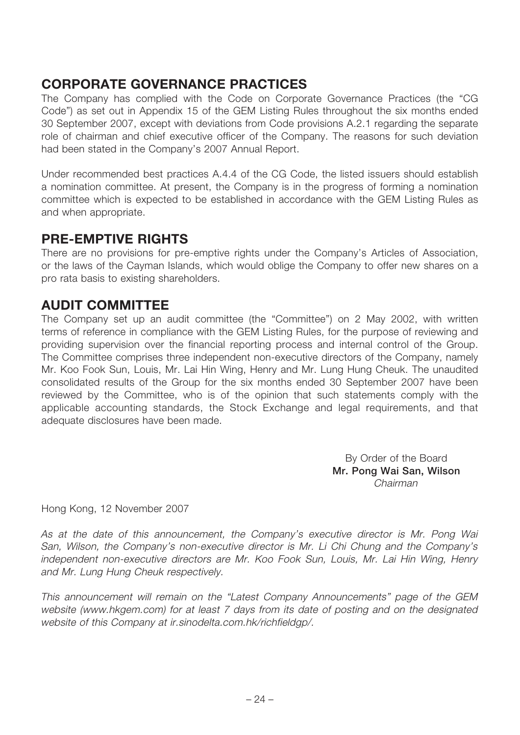## CORPORATE GOVERNANCE PRACTICES

The Company has complied with the Code on Corporate Governance Practices (the "CG Code") as set out in Appendix 15 of the GEM Listing Rules throughout the six months ended 30 September 2007, except with deviations from Code provisions A.2.1 regarding the separate role of chairman and chief executive officer of the Company. The reasons for such deviation had been stated in the Company's 2007 Annual Report.

Under recommended best practices A.4.4 of the CG Code, the listed issuers should establish a nomination committee. At present, the Company is in the progress of forming a nomination committee which is expected to be established in accordance with the GEM Listing Rules as and when appropriate.

## PRE-EMPTIVE RIGHTS

There are no provisions for pre-emptive rights under the Company's Articles of Association, or the laws of the Cayman Islands, which would oblige the Company to offer new shares on a pro rata basis to existing shareholders.

## AUDIT COMMITTEE

The Company set up an audit committee (the "Committee") on 2 May 2002, with written terms of reference in compliance with the GEM Listing Rules, for the purpose of reviewing and providing supervision over the financial reporting process and internal control of the Group. The Committee comprises three independent non-executive directors of the Company, namely Mr. Koo Fook Sun, Louis, Mr. Lai Hin Wing, Henry and Mr. Lung Hung Cheuk. The unaudited consolidated results of the Group for the six months ended 30 September 2007 have been reviewed by the Committee, who is of the opinion that such statements comply with the applicable accounting standards, the Stock Exchange and legal requirements, and that adequate disclosures have been made.

By Order of the Board
**Mr. Pong Wai San, Wilson**
*Chairman*

Hong Kong, 12 November 2007

*As at the date of this announcement, the Company's executive director is Mr. Pong Wai San, Wilson, the Company's non-executive director is Mr. Li Chi Chung and the Company's independent non-executive directors are Mr. Koo Fook Sun, Louis, Mr. Lai Hin Wing, Henry and Mr. Lung Hung Cheuk respectively.*

*This announcement will remain on the "Latest Company Announcements" page of the GEM website (www.hkgem.com) for at least 7 days from its date of posting and on the designated website of this Company at ir.sinodelta.com.hk/richfieldgp/.*